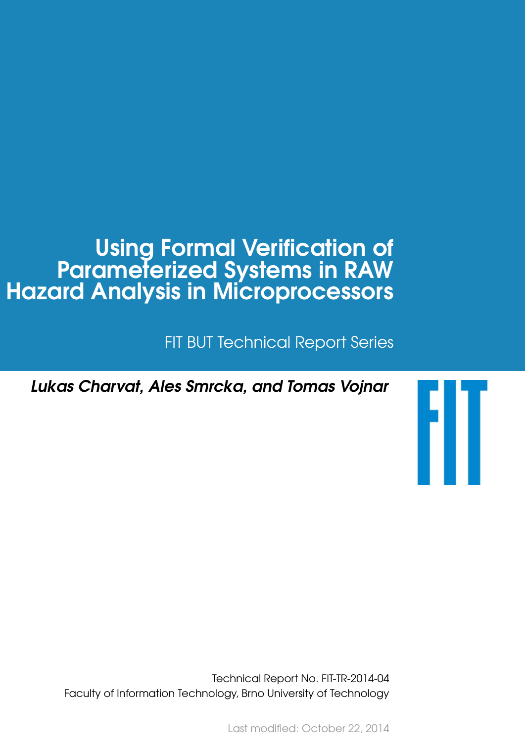# Using Formal Verification of Parameterized Systems in RAW Hazard Analysis in Microprocessors

FIT BUT Technical Report Series

***Lukas Charvat, Ales Smrcka, and Tomas Vojnar***

FIT

Technical Report No. FIT-TR-2014-04
Faculty of Information Technology, Brno University of Technology

Last modified: October 22, 2014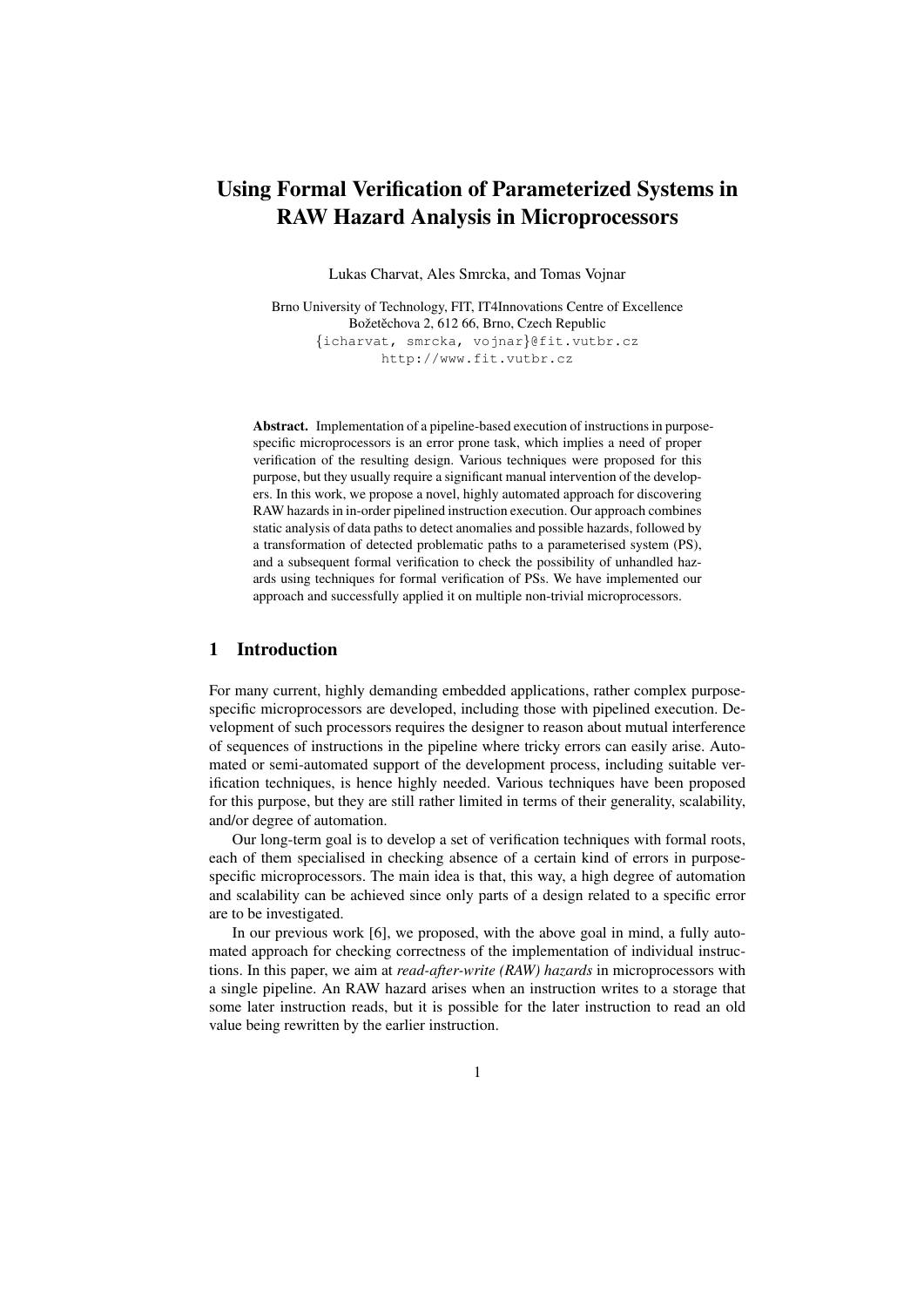# Using Formal Verification of Parameterized Systems in RAW Hazard Analysis in Microprocessors

Lukas Charvat, Ales Smrcka, and Tomas Vojnar

Brno University of Technology, FIT, IT4Innovations Centre of Excellence
Božetěchova 2, 612 66, Brno, Czech Republic
{icharvat, smrcka, vojnar}@fit.vutbr.cz
http://www.fit.vutbr.cz

**Abstract.** Implementation of a pipeline-based execution of instructions in purpose-specific microprocessors is an error prone task, which implies a need of proper verification of the resulting design. Various techniques were proposed for this purpose, but they usually require a significant manual intervention of the developers. In this work, we propose a novel, highly automated approach for discovering RAW hazards in in-order pipelined instruction execution. Our approach combines static analysis of data paths to detect anomalies and possible hazards, followed by a transformation of detected problematic paths to a parameterised system (PS), and a subsequent formal verification to check the possibility of unhandled hazards using techniques for formal verification of PSs. We have implemented our approach and successfully applied it on multiple non-trivial microprocessors.

## 1 Introduction

For many current, highly demanding embedded applications, rather complex purpose-specific microprocessors are developed, including those with pipelined execution. Development of such processors requires the designer to reason about mutual interference of sequences of instructions in the pipeline where tricky errors can easily arise. Automated or semi-automated support of the development process, including suitable verification techniques, is hence highly needed. Various techniques have been proposed for this purpose, but they are still rather limited in terms of their generality, scalability, and/or degree of automation.

Our long-term goal is to develop a set of verification techniques with formal roots, each of them specialised in checking absence of a certain kind of errors in purpose-specific microprocessors. The main idea is that, this way, a high degree of automation and scalability can be achieved since only parts of a design related to a specific error are to be investigated.

In our previous work [6], we proposed, with the above goal in mind, a fully automated approach for checking correctness of the implementation of individual instructions. In this paper, we aim at *read-after-write (RAW) hazards* in microprocessors with a single pipeline. An RAW hazard arises when an instruction writes to a storage that some later instruction reads, but it is possible for the later instruction to read an old value being rewritten by the earlier instruction.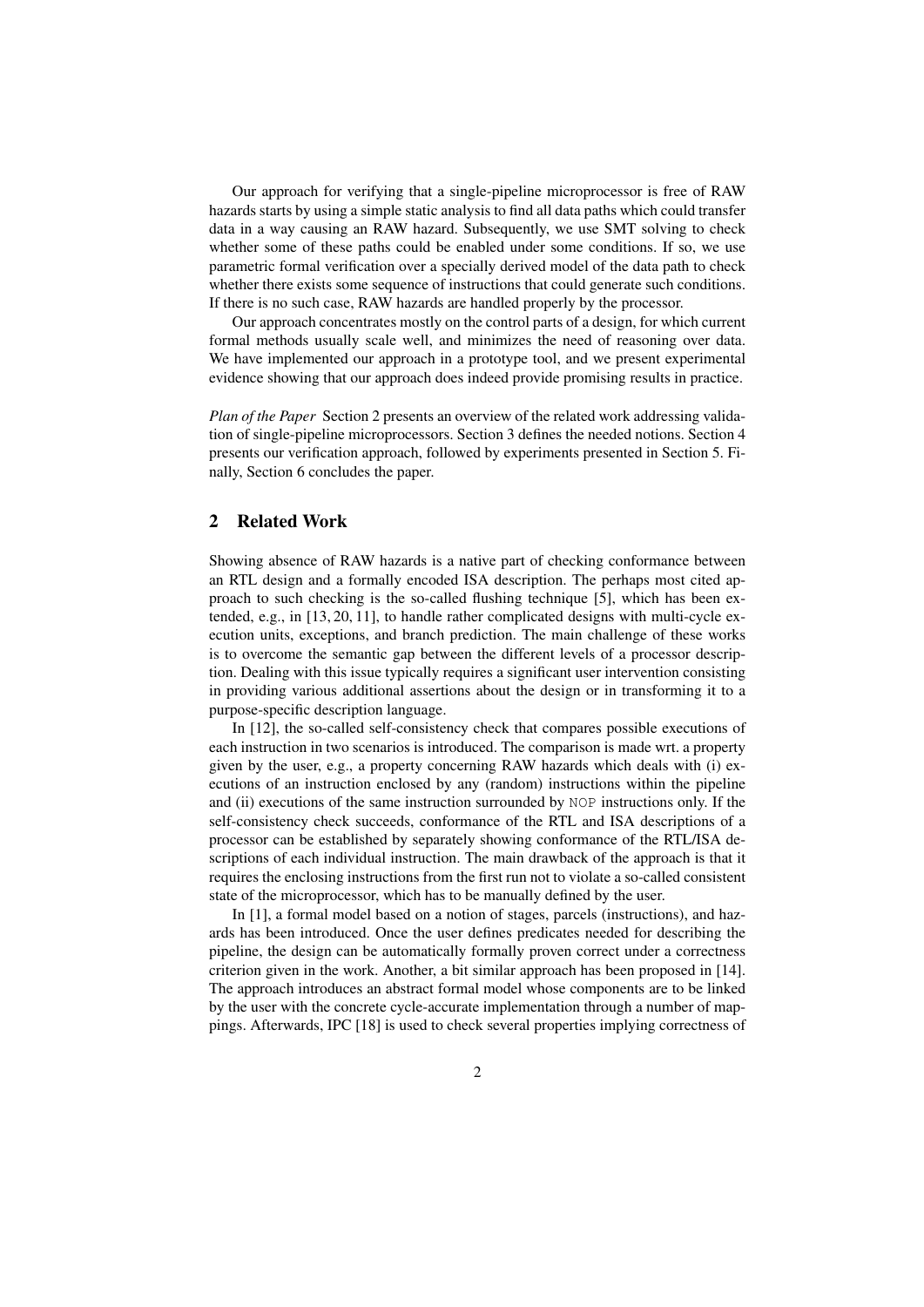Our approach for verifying that a single-pipeline microprocessor is free of RAW hazards starts by using a simple static analysis to find all data paths which could transfer data in a way causing an RAW hazard. Subsequently, we use SMT solving to check whether some of these paths could be enabled under some conditions. If so, we use parametric formal verification over a specially derived model of the data path to check whether there exists some sequence of instructions that could generate such conditions. If there is no such case, RAW hazards are handled properly by the processor.

Our approach concentrates mostly on the control parts of a design, for which current formal methods usually scale well, and minimizes the need of reasoning over data. We have implemented our approach in a prototype tool, and we present experimental evidence showing that our approach does indeed provide promising results in practice.

*Plan of the Paper* Section 2 presents an overview of the related work addressing validation of single-pipeline microprocessors. Section 3 defines the needed notions. Section 4 presents our verification approach, followed by experiments presented in Section 5. Finally, Section 6 concludes the paper.

## 2 Related Work

Showing absence of RAW hazards is a native part of checking conformance between an RTL design and a formally encoded ISA description. The perhaps most cited approach to such checking is the so-called flushing technique [5], which has been extended, e.g., in [13, 20, 11], to handle rather complicated designs with multi-cycle execution units, exceptions, and branch prediction. The main challenge of these works is to overcome the semantic gap between the different levels of a processor description. Dealing with this issue typically requires a significant user intervention consisting in providing various additional assertions about the design or in transforming it to a purpose-specific description language.

In [12], the so-called self-consistency check that compares possible executions of each instruction in two scenarios is introduced. The comparison is made wrt. a property given by the user, e.g., a property concerning RAW hazards which deals with (i) executions of an instruction enclosed by any (random) instructions within the pipeline and (ii) executions of the same instruction surrounded by `NOP` instructions only. If the self-consistency check succeeds, conformance of the RTL and ISA descriptions of a processor can be established by separately showing conformance of the RTL/ISA descriptions of each individual instruction. The main drawback of the approach is that it requires the enclosing instructions from the first run not to violate a so-called consistent state of the microprocessor, which has to be manually defined by the user.

In [1], a formal model based on a notion of stages, parcels (instructions), and hazards has been introduced. Once the user defines predicates needed for describing the pipeline, the design can be automatically formally proven correct under a correctness criterion given in the work. Another, a bit similar approach has been proposed in [14]. The approach introduces an abstract formal model whose components are to be linked by the user with the concrete cycle-accurate implementation through a number of mappings. Afterwards, IPC [18] is used to check several properties implying correctness of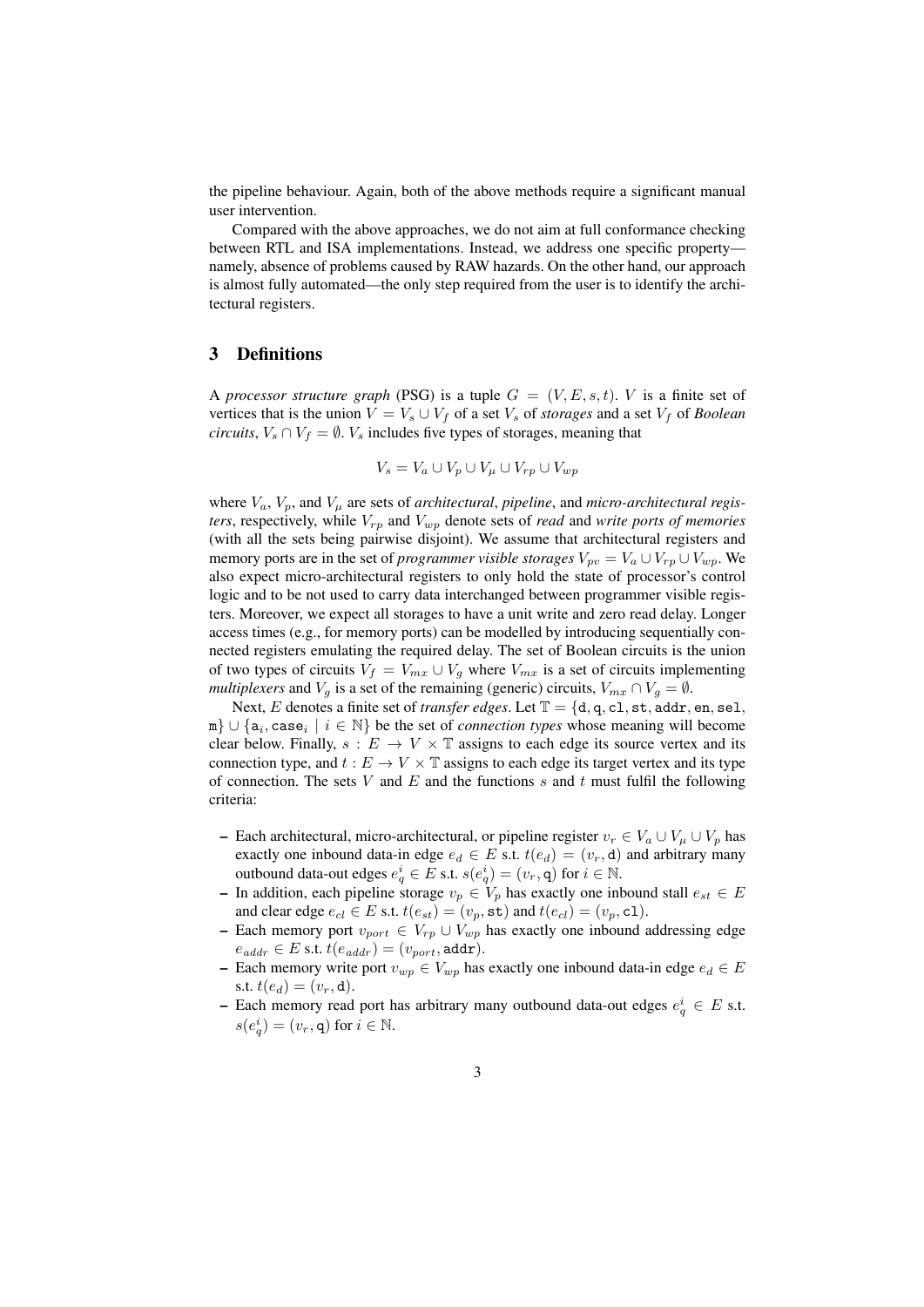the pipeline behaviour. Again, both of the above methods require a significant manual user intervention.

Compared with the above approaches, we do not aim at full conformance checking between RTL and ISA implementations. Instead, we address one specific property—namely, absence of problems caused by RAW hazards. On the other hand, our approach is almost fully automated—the only step required from the user is to identify the architectural registers.

## 3 Definitions

A *processor structure graph* (PSG) is a tuple $G = (V, E, s, t)$. $V$ is a finite set of vertices that is the union $V = V_s \cup V_f$ of a set $V_s$ of *storages* and a set $V_f$ of *Boolean circuits*, $V_s \cap V_f = \emptyset$. $V_s$ includes five types of storages, meaning that

$$V_s = V_a \cup V_p \cup V_\mu \cup V_{rp} \cup V_{wp}$$

where $V_a$, $V_p$, and $V_\mu$ are sets of *architectural*, *pipeline*, and *micro-architectural registers*, respectively, while $V_{rp}$ and $V_{wp}$ denote sets of *read* and *write ports of memories* (with all the sets being pairwise disjoint). We assume that architectural registers and memory ports are in the set of *programmer visible storages* $V_{pv} = V_a \cup V_{rp} \cup V_{wp}$. We also expect micro-architectural registers to only hold the state of processor's control logic and to be not used to carry data interchanged between programmer visible registers. Moreover, we expect all storages to have a unit write and zero read delay. Longer access times (e.g., for memory ports) can be modelled by introducing sequentially connected registers emulating the required delay. The set of Boolean circuits is the union of two types of circuits $V_f = V_{mx} \cup V_g$ where $V_{mx}$ is a set of circuits implementing *multiplexers* and $V_g$ is a set of the remaining (generic) circuits, $V_{mx} \cap V_g = \emptyset$.

Next, $E$ denotes a finite set of *transfer edges*. Let $\mathbb{T} = \{\mathtt{d}, \mathtt{q}, \mathtt{cl}, \mathtt{st}, \mathtt{addr}, \mathtt{en}, \mathtt{sel}, \mathtt{m}\} \cup \{\mathtt{a}_i, \mathtt{case}_i \mid i \in \mathbb{N}\}$ be the set of *connection types* whose meaning will become clear below. Finally, $s : E \to V \times \mathbb{T}$ assigns to each edge its source vertex and its connection type, and $t : E \to V \times \mathbb{T}$ assigns to each edge its target vertex and its type of connection. The sets $V$ and $E$ and the functions $s$ and $t$ must fulfil the following criteria:

- Each architectural, micro-architectural, or pipeline register $v_r \in V_a \cup V_\mu \cup V_p$ has exactly one inbound data-in edge $e_d \in E$ s.t. $t(e_d) = (v_r, \mathtt{d})$ and arbitrary many outbound data-out edges $e_q^i \in E$ s.t. $s(e_q^i) = (v_r, \mathtt{q})$ for $i \in \mathbb{N}$.
- In addition, each pipeline storage $v_p \in V_p$ has exactly one inbound stall $e_{st} \in E$ and clear edge $e_{cl} \in E$ s.t. $t(e_{st}) = (v_p, \mathtt{st})$ and $t(e_{cl}) = (v_p, \mathtt{cl})$.
- Each memory port $v_{port} \in V_{rp} \cup V_{wp}$ has exactly one inbound addressing edge $e_{addr} \in E$ s.t. $t(e_{addr}) = (v_{port}, \mathtt{addr})$.
- Each memory write port $v_{wp} \in V_{wp}$ has exactly one inbound data-in edge $e_d \in E$ s.t. $t(e_d) = (v_r, \mathtt{d})$.
- Each memory read port has arbitrary many outbound data-out edges $e_q^i \in E$ s.t. $s(e_q^i) = (v_r, \mathtt{q})$ for $i \in \mathbb{N}$.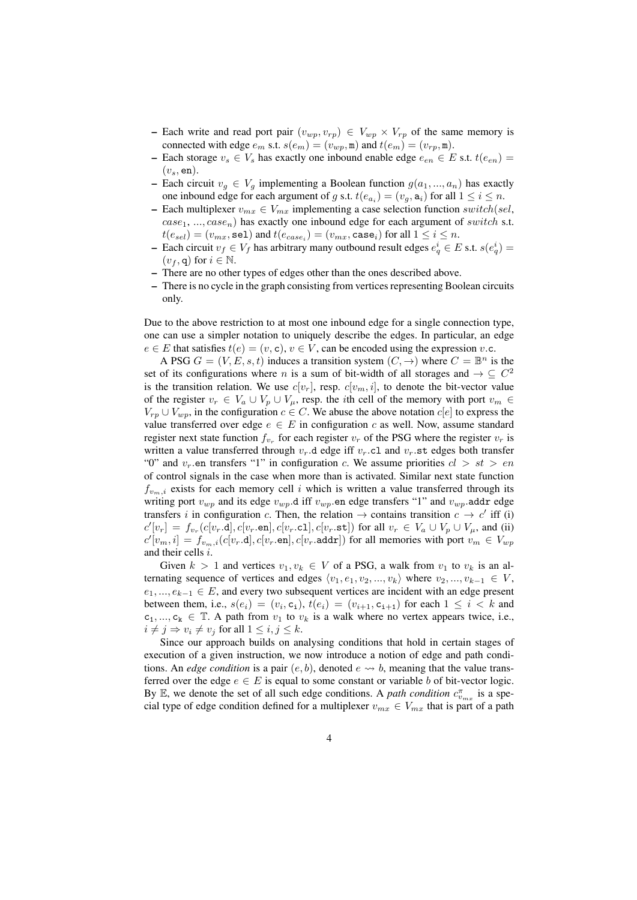- Each write and read port pair $(v_{wp}, v_{rp}) \in V_{wp} \times V_{rp}$ of the same memory is connected with edge $e_m$ s.t. $s(e_m) = (v_{wp}, \mathtt{m})$ and $t(e_m) = (v_{rp}, \mathtt{m})$.
- Each storage $v_s \in V_s$ has exactly one inbound enable edge $e_{en} \in E$ s.t. $t(e_{en}) = (v_s, \mathtt{en})$.
- Each circuit $v_g \in V_g$ implementing a Boolean function $g(a_1, ..., a_n)$ has exactly one inbound edge for each argument of $g$ s.t. $t(e_{a_i}) = (v_g, \mathtt{a}_i)$ for all $1 \leq i \leq n$.
- Each multiplexer $v_{mx} \in V_{mx}$ implementing a case selection function $switch(sel, case_1, ..., case_n)$ has exactly one inbound edge for each argument of $switch$ s.t. $t(e_{sel}) = (v_{mx}, \mathtt{sel})$ and $t(e_{case_i}) = (v_{mx}, \mathtt{case}_i)$ for all $1 \leq i \leq n$.
- Each circuit $v_f \in V_f$ has arbitrary many outbound result edges $e_q^i \in E$ s.t. $s(e_q^i) = (v_f, \mathtt{q})$ for $i \in \mathbb{N}$.
- There are no other types of edges other than the ones described above.
- There is no cycle in the graph consisting from vertices representing Boolean circuits only.

Due to the above restriction to at most one inbound edge for a single connection type, one can use a simpler notation to uniquely describe the edges. In particular, an edge $e \in E$ that satisfies $t(e) = (v, \mathtt{c})$, $v \in V$, can be encoded using the expression $v.\mathtt{c}$.

A PSG $G = (V, E, s, t)$ induces a transition system $(C, \rightarrow)$ where $C = \mathbb{B}^n$ is the set of its configurations where $n$ is a sum of bit-width of all storages and $\rightarrow \subseteq C^2$ is the transition relation. We use $c[v_r]$, resp. $c[v_m, i]$, to denote the bit-vector value of the register $v_r \in V_a \cup V_p \cup V_\mu$, resp. the $i$th cell of the memory with port $v_m \in V_{rp} \cup V_{wp}$, in the configuration $c \in C$. We abuse the above notation $c[e]$ to express the value transferred over edge $e \in E$ in configuration $c$ as well. Now, assume standard register next state function $f_{v_r}$ for each register $v_r$ of the PSG where the register $v_r$ is written a value transferred through $v_r.\mathtt{d}$ edge iff $v_r.\mathtt{cl}$ and $v_r.\mathtt{st}$ edges both transfer "0" and $v_r.\mathtt{en}$ transfers "1" in configuration $c$. We assume priorities $cl > st > en$ of control signals in the case when more than is activated. Similar next state function $f_{v_m,i}$ exists for each memory cell $i$ which is written a value transferred through its writing port $v_{wp}$ and its edge $v_{wp}.\mathtt{d}$ iff $v_{wp}.\mathtt{en}$ edge transfers "1" and $v_{wp}.\mathtt{addr}$ edge transfers $i$ in configuration $c$. Then, the relation $\rightarrow$ contains transition $c \rightarrow c'$ iff (i) $c'[v_r] = f_{v_r}(c[v_r.\mathtt{d}], c[v_r.\mathtt{en}], c[v_r.\mathtt{cl}], c[v_r.\mathtt{st}])$ for all $v_r \in V_a \cup V_p \cup V_\mu$, and (ii) $c'[v_m, i] = f_{v_m,i}(c[v_r.\mathtt{d}], c[v_r.\mathtt{en}], c[v_r.\mathtt{addr}])$ for all memories with port $v_m \in V_{wp}$ and their cells $i$.

Given $k > 1$ and vertices $v_1, v_k \in V$ of a PSG, a walk from $v_1$ to $v_k$ is an alternating sequence of vertices and edges $\langle v_1, e_1, v_2, ..., v_k \rangle$ where $v_2, ..., v_{k-1} \in V$, $e_1, ..., e_{k-1} \in E$, and every two subsequent vertices are incident with an edge present between them, i.e., $s(e_i) = (v_i, \mathtt{c_i})$, $t(e_i) = (v_{i+1}, \mathtt{c_{i+1}})$ for each $1 \leq i < k$ and $\mathtt{c_1}, ..., \mathtt{c_k} \in \mathbb{T}$. A path from $v_1$ to $v_k$ is a walk where no vertex appears twice, i.e., $i \neq j \Rightarrow v_i \neq v_j$ for all $1 \leq i, j \leq k$.

Since our approach builds on analysing conditions that hold in certain stages of execution of a given instruction, we now introduce a notion of edge and path conditions. An *edge condition* is a pair $(e, b)$, denoted $e \rightsquigarrow b$, meaning that the value transferred over the edge $e \in E$ is equal to some constant or variable $b$ of bit-vector logic. By $\mathbb{E}$, we denote the set of all such edge conditions. A *path condition* $c^\pi_{v_{mx}}$ is a special type of edge condition defined for a multiplexer $v_{mx} \in V_{mx}$ that is part of a path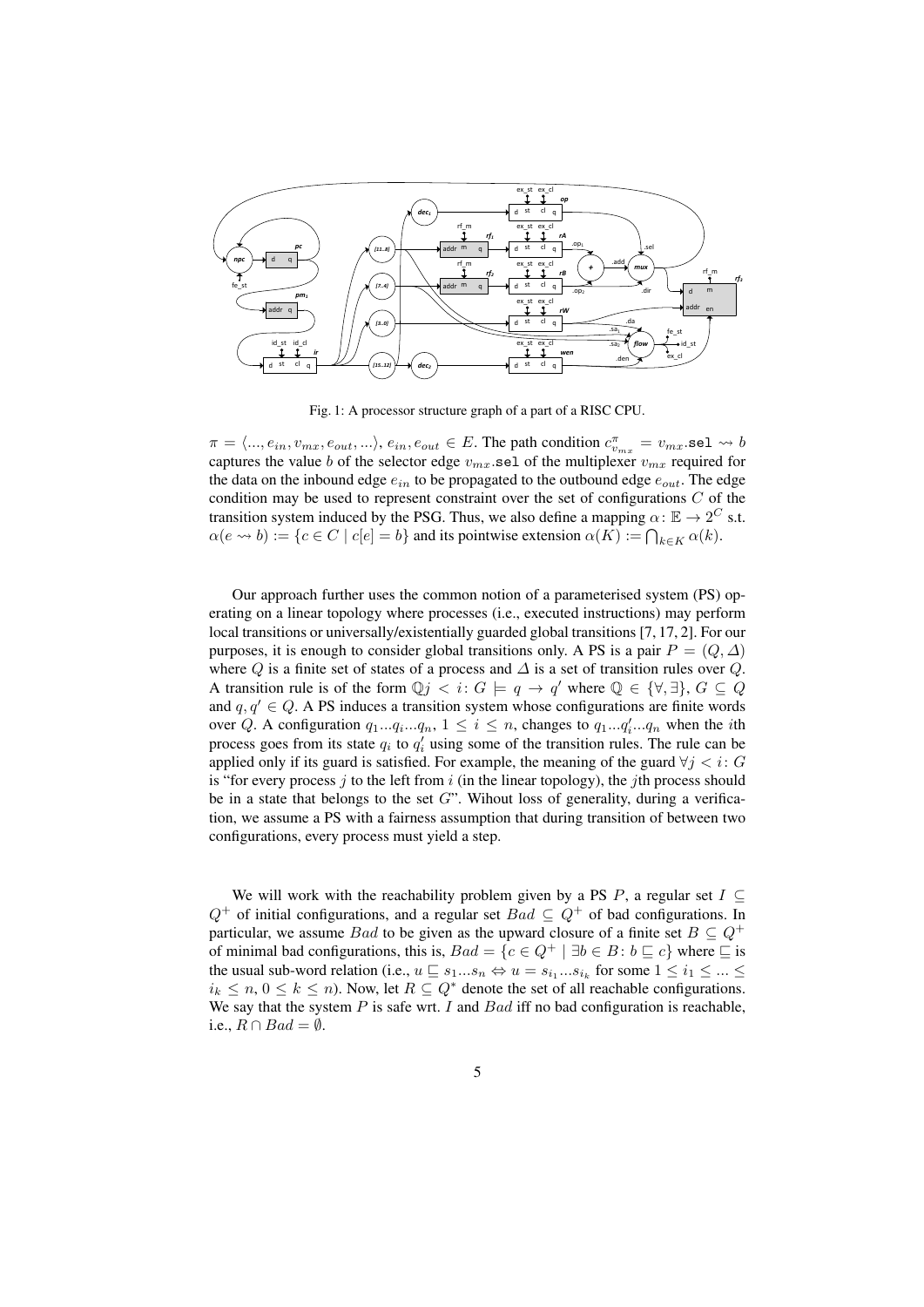Fig. 1: A processor structure graph of a part of a RISC CPU.

$\pi = \langle ..., e_{in}, v_{mx}, e_{out}, ... \rangle$, $e_{in}, e_{out} \in E$. The path condition $c^{\pi}_{v_{mx}} = v_{mx}.\mathtt{sel} \rightsquigarrow b$ captures the value $b$ of the selector edge $v_{mx}.\mathtt{sel}$ of the multiplexer $v_{mx}$ required for the data on the inbound edge $e_{in}$ to be propagated to the outbound edge $e_{out}$. The edge condition may be used to represent constraint over the set of configurations $C$ of the transition system induced by the PSG. Thus, we also define a mapping $\alpha \colon \mathbb{E} \rightarrow 2^{C}$ s.t. $\alpha(e \rightsquigarrow b) := \{c \in C \mid c[e] = b\}$ and its pointwise extension $\alpha(K) := \bigcap_{k \in K} \alpha(k)$.

Our approach further uses the common notion of a parameterised system (PS) operating on a linear topology where processes (i.e., executed instructions) may perform local transitions or universally/existentially guarded global transitions [7, 17, 2]. For our purposes, it is enough to consider global transitions only. A PS is a pair $P = (Q, \Delta)$ where $Q$ is a finite set of states of a process and $\Delta$ is a set of transition rules over $Q$. A transition rule is of the form $\mathbb{Q} j < i \colon G \models q \rightarrow q'$ where $\mathbb{Q} \in \{\forall, \exists\}$, $G \subseteq Q$ and $q, q' \in Q$. A PS induces a transition system whose configurations are finite words over $Q$. A configuration $q_1...q_i...q_n$, $1 \leq i \leq n$, changes to $q_1...q'_i...q_n$ when the $i$th process goes from its state $q_i$ to $q'_i$ using some of the transition rules. The rule can be applied only if its guard is satisfied. For example, the meaning of the guard $\forall j < i \colon G$ is "for every process $j$ to the left from $i$ (in the linear topology), the $j$th process should be in a state that belongs to the set $G$". Without loss of generality, during a verification, we assume a PS with a fairness assumption that during transition of between two configurations, every process must yield a step.

We will work with the reachability problem given by a PS $P$, a regular set $I \subseteq Q^+$ of initial configurations, and a regular set $Bad \subseteq Q^+$ of bad configurations. In particular, we assume $Bad$ to be given as the upward closure of a finite set $B \subseteq Q^+$ of minimal bad configurations, this is, $Bad = \{c \in Q^+ \mid \exists b \in B \colon b \sqsubseteq c\}$ where $\sqsubseteq$ is the usual sub-word relation (i.e., $u \sqsubseteq s_1...s_n \Leftrightarrow u = s_{i_1}...s_{i_k}$ for some $1 \leq i_1 \leq ... \leq i_k \leq n$, $0 \leq k \leq n$). Now, let $R \subseteq Q^*$ denote the set of all reachable configurations. We say that the system $P$ is safe wrt. $I$ and $Bad$ iff no bad configuration is reachable, i.e., $R \cap Bad = \emptyset$.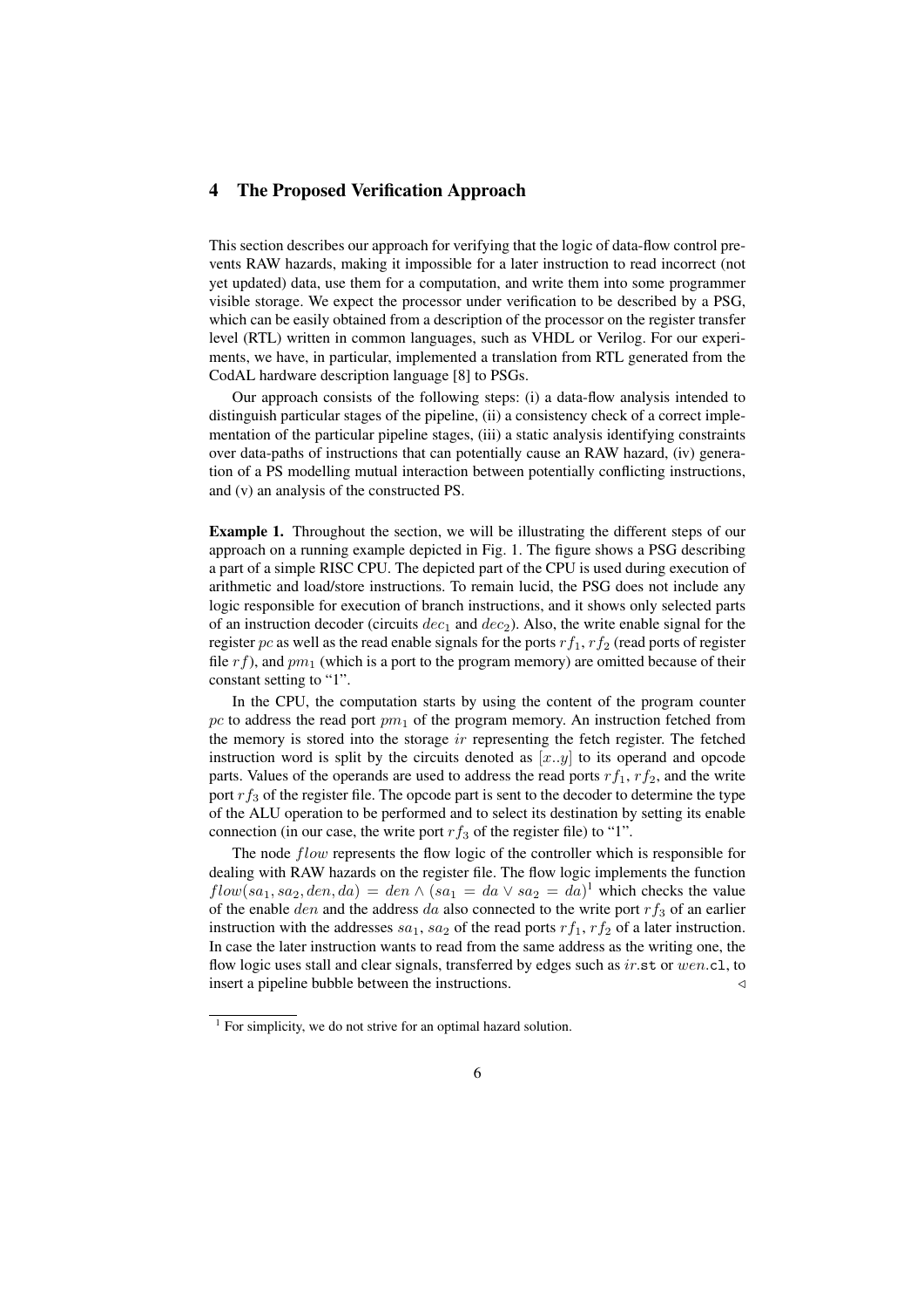## 4 The Proposed Verification Approach

This section describes our approach for verifying that the logic of data-flow control prevents RAW hazards, making it impossible for a later instruction to read incorrect (not yet updated) data, use them for a computation, and write them into some programmer visible storage. We expect the processor under verification to be described by a PSG, which can be easily obtained from a description of the processor on the register transfer level (RTL) written in common languages, such as VHDL or Verilog. For our experiments, we have, in particular, implemented a translation from RTL generated from the CodAL hardware description language [8] to PSGs.

Our approach consists of the following steps: (i) a data-flow analysis intended to distinguish particular stages of the pipeline, (ii) a consistency check of a correct implementation of the particular pipeline stages, (iii) a static analysis identifying constraints over data-paths of instructions that can potentially cause an RAW hazard, (iv) generation of a PS modelling mutual interaction between potentially conflicting instructions, and (v) an analysis of the constructed PS.

**Example 1.** Throughout the section, we will be illustrating the different steps of our approach on a running example depicted in Fig. 1. The figure shows a PSG describing a part of a simple RISC CPU. The depicted part of the CPU is used during execution of arithmetic and load/store instructions. To remain lucid, the PSG does not include any logic responsible for execution of branch instructions, and it shows only selected parts of an instruction decoder (circuits $dec_1$ and $dec_2$). Also, the write enable signal for the register $pc$ as well as the read enable signals for the ports $rf_1$, $rf_2$ (read ports of register file $rf$), and $pm_1$ (which is a port to the program memory) are omitted because of their constant setting to "1".

In the CPU, the computation starts by using the content of the program counter $pc$ to address the read port $pm_1$ of the program memory. An instruction fetched from the memory is stored into the storage $ir$ representing the fetch register. The fetched instruction word is split by the circuits denoted as $[x..y]$ to its operand and opcode parts. Values of the operands are used to address the read ports $rf_1$, $rf_2$, and the write port $rf_3$ of the register file. The opcode part is sent to the decoder to determine the type of the ALU operation to be performed and to select its destination by setting its enable connection (in our case, the write port $rf_3$ of the register file) to "1".

The node $flow$ represents the flow logic of the controller which is responsible for dealing with RAW hazards on the register file. The flow logic implements the function $flow(sa_1, sa_2, den, da) = den \wedge (sa_1 = da \vee sa_2 = da)$[1] which checks the value of the enable $den$ and the address $da$ also connected to the write port $rf_3$ of an earlier instruction with the addresses $sa_1$, $sa_2$ of the read ports $rf_1$, $rf_2$ of a later instruction. In case the later instruction wants to read from the same address as the writing one, the flow logic uses stall and clear signals, transferred by edges such as $ir$.st or $wen$.cl, to insert a pipeline bubble between the instructions. ◁

[1] For simplicity, we do not strive for an optimal hazard solution.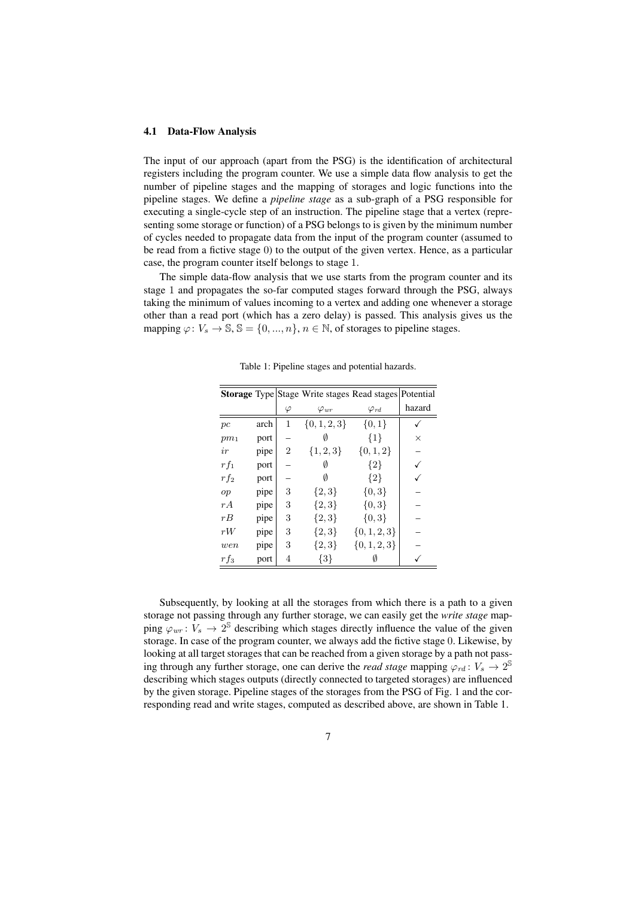### 4.1 Data-Flow Analysis

The input of our approach (apart from the PSG) is the identification of architectural registers including the program counter. We use a simple data flow analysis to get the number of pipeline stages and the mapping of storages and logic functions into the pipeline stages. We define a *pipeline stage* as a sub-graph of a PSG responsible for executing a single-cycle step of an instruction. The pipeline stage that a vertex (representing some storage or function) of a PSG belongs to is given by the minimum number of cycles needed to propagate data from the input of the program counter (assumed to be read from a fictive stage 0) to the output of the given vertex. Hence, as a particular case, the program counter itself belongs to stage 1.

The simple data-flow analysis that we use starts from the program counter and its stage 1 and propagates the so-far computed stages forward through the PSG, always taking the minimum of values incoming to a vertex and adding one whenever a storage other than a read port (which has a zero delay) is passed. This analysis gives us the mapping $\varphi\colon V_s \rightarrow \mathbb{S}$, $\mathbb{S} = \{0, ..., n\}$, $n \in \mathbb{N}$, of storages to pipeline stages.

Table 1: Pipeline stages and potential hazards.

| **Storage** | Type | Stage $\varphi$ | Write stages $\varphi_{wr}$ | Read stages $\varphi_{rd}$ | Potential hazard |
|---|---|---|---|---|---|
| $pc$ | arch | 1 | $\{0, 1, 2, 3\}$ | $\{0, 1\}$ | ✓ |
| $pm_1$ | port | – | $\emptyset$ | $\{1\}$ | × |
| $ir$ | pipe | 2 | $\{1, 2, 3\}$ | $\{0, 1, 2\}$ | – |
| $rf_1$ | port | – | $\emptyset$ | $\{2\}$ | ✓ |
| $rf_2$ | port | – | $\emptyset$ | $\{2\}$ | ✓ |
| $op$ | pipe | 3 | $\{2, 3\}$ | $\{0, 3\}$ | – |
| $rA$ | pipe | 3 | $\{2, 3\}$ | $\{0, 3\}$ | – |
| $rB$ | pipe | 3 | $\{2, 3\}$ | $\{0, 3\}$ | – |
| $rW$ | pipe | 3 | $\{2, 3\}$ | $\{0, 1, 2, 3\}$ | – |
| $wen$ | pipe | 3 | $\{2, 3\}$ | $\{0, 1, 2, 3\}$ | – |
| $rf_3$ | port | 4 | $\{3\}$ | $\emptyset$ | ✓ |

Subsequently, by looking at all the storages from which there is a path to a given storage not passing through any further storage, we can easily get the *write stage* mapping $\varphi_{wr}\colon V_s \rightarrow 2^{\mathbb{S}}$ describing which stages directly influence the value of the given storage. In case of the program counter, we always add the fictive stage 0. Likewise, by looking at all target storages that can be reached from a given storage by a path not passing through any further storage, one can derive the *read stage* mapping $\varphi_{rd}\colon V_s \rightarrow 2^{\mathbb{S}}$ describing which stages outputs (directly connected to targeted storages) are influenced by the given storage. Pipeline stages of the storages from the PSG of Fig. 1 and the corresponding read and write stages, computed as described above, are shown in Table 1.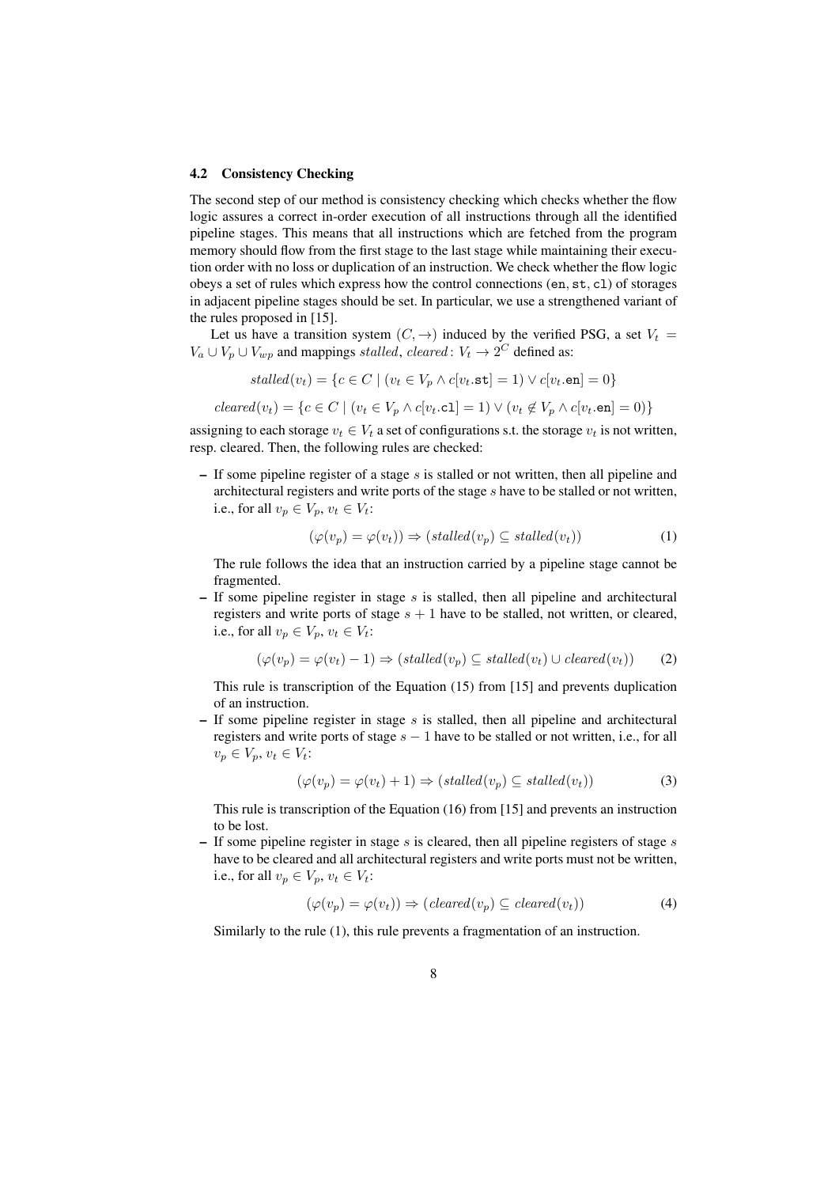### 4.2 Consistency Checking

The second step of our method is consistency checking which checks whether the flow logic assures a correct in-order execution of all instructions through all the identified pipeline stages. This means that all instructions which are fetched from the program memory should flow from the first stage to the last stage while maintaining their execution order with no loss or duplication of an instruction. We check whether the flow logic obeys a set of rules which express how the control connections (`en`, `st`, `cl`) of storages in adjacent pipeline stages should be set. In particular, we use a strengthened variant of the rules proposed in [15].

Let us have a transition system $(C, \rightarrow)$ induced by the verified PSG, a set $V_t = V_a \cup V_p \cup V_{wp}$ and mappings $stalled$, $cleared \colon V_t \rightarrow 2^C$ defined as:

$$stalled(v_t) = \{c \in C \mid (v_t \in V_p \land c[v_t.\texttt{st}] = 1) \lor c[v_t.\texttt{en}] = 0\}$$

$$cleared(v_t) = \{c \in C \mid (v_t \in V_p \land c[v_t.\texttt{cl}] = 1) \lor (v_t \notin V_p \land c[v_t.\texttt{en}] = 0)\}$$

assigning to each storage $v_t \in V_t$ a set of configurations s.t. the storage $v_t$ is not written, resp. cleared. Then, the following rules are checked:

- If some pipeline register of a stage $s$ is stalled or not written, then all pipeline and architectural registers and write ports of the stage $s$ have to be stalled or not written, i.e., for all $v_p \in V_p$, $v_t \in V_t$:

$$(\varphi(v_p) = \varphi(v_t)) \Rightarrow (stalled(v_p) \subseteq stalled(v_t)) \tag{1}$$

  The rule follows the idea that an instruction carried by a pipeline stage cannot be fragmented.

- If some pipeline register in stage $s$ is stalled, then all pipeline and architectural registers and write ports of stage $s + 1$ have to be stalled, not written, or cleared, i.e., for all $v_p \in V_p$, $v_t \in V_t$:

$$(\varphi(v_p) = \varphi(v_t) - 1) \Rightarrow (stalled(v_p) \subseteq stalled(v_t) \cup cleared(v_t)) \tag{2}$$

  This rule is transcription of the Equation (15) from [15] and prevents duplication of an instruction.

- If some pipeline register in stage $s$ is stalled, then all pipeline and architectural registers and write ports of stage $s - 1$ have to be stalled or not written, i.e., for all $v_p \in V_p$, $v_t \in V_t$:

$$(\varphi(v_p) = \varphi(v_t) + 1) \Rightarrow (stalled(v_p) \subseteq stalled(v_t)) \tag{3}$$

  This rule is transcription of the Equation (16) from [15] and prevents an instruction to be lost.

- If some pipeline register in stage $s$ is cleared, then all pipeline registers of stage $s$ have to be cleared and all architectural registers and write ports must not be written, i.e., for all $v_p \in V_p$, $v_t \in V_t$:

$$(\varphi(v_p) = \varphi(v_t)) \Rightarrow (cleared(v_p) \subseteq cleared(v_t)) \tag{4}$$

  Similarly to the rule (1), this rule prevents a fragmentation of an instruction.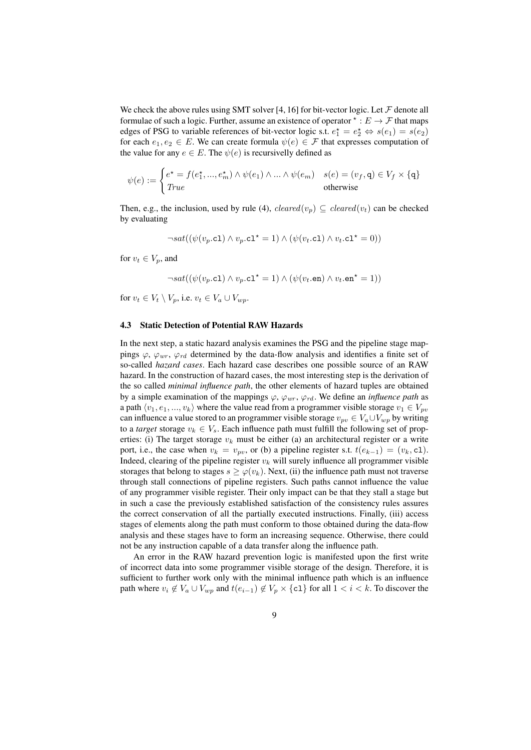We check the above rules using SMT solver [4, 16] for bit-vector logic. Let $\mathcal{F}$ denote all formulae of such a logic. Further, assume an existence of operator $^\star : E \to \mathcal{F}$ that maps edges of PSG to variable references of bit-vector logic s.t. $e_1^\star = e_2^\star \Leftrightarrow s(e_1) = s(e_2)$ for each $e_1, e_2 \in E$. We can create formula $\psi(e) \in \mathcal{F}$ that expresses computation of the value for any $e \in E$. The $\psi(e)$ is recursivelly defined as

$$\psi(e) := \begin{cases} e^\star = f(e_1^\star, ..., e_m^\star) \wedge \psi(e_1) \wedge ... \wedge \psi(e_m) & s(e) = (v_f, \mathtt{q}) \in V_f \times \{\mathtt{q}\} \\ \mathit{True} & \text{otherwise} \end{cases}$$

Then, e.g., the inclusion, used by rule (4), $\mathit{cleared}(v_p) \subseteq \mathit{cleared}(v_t)$ can be checked by evaluating

$$\neg sat((\psi(v_p.\mathtt{cl}) \wedge v_p.\mathtt{cl}^\star = 1) \wedge (\psi(v_t.\mathtt{cl}) \wedge v_t.\mathtt{cl}^\star = 0))$$

for $v_t \in V_p$, and

$$\neg sat((\psi(v_p.\mathtt{cl}) \wedge v_p.\mathtt{cl}^\star = 1) \wedge (\psi(v_t.\mathtt{en}) \wedge v_t.\mathtt{en}^\star = 1))$$

for $v_t \in V_t \setminus V_p$, i.e. $v_t \in V_a \cup V_{wp}$.

### 4.3 Static Detection of Potential RAW Hazards

In the next step, a static hazard analysis examines the PSG and the pipeline stage mappings $\varphi$, $\varphi_{wr}$, $\varphi_{rd}$ determined by the data-flow analysis and identifies a finite set of so-called *hazard cases*. Each hazard case describes one possible source of an RAW hazard. In the construction of hazard cases, the most interesting step is the derivation of the so called *minimal influence path*, the other elements of hazard tuples are obtained by a simple examination of the mappings $\varphi$, $\varphi_{wr}$, $\varphi_{rd}$. We define an *influence path* as a path $\langle v_1, e_1, ..., v_k \rangle$ where the value read from a programmer visible storage $v_1 \in V_{pv}$ can influence a value stored to an programmer visible storage $v_{pv} \in V_a \cup V_{wp}$ by writing to a *target* storage $v_k \in V_s$. Each influence path must fulfill the following set of properties: (i) The target storage $v_k$ must be either (a) an architectural register or a write port, i.e., the case when $v_k = v_{pv}$, or (b) a pipeline register s.t. $t(e_{k-1}) = (v_k, \mathtt{cl})$. Indeed, clearing of the pipeline register $v_k$ will surely influence all programmer visible storages that belong to stages $s \geq \varphi(v_k)$. Next, (ii) the influence path must not traverse through stall connections of pipeline registers. Such paths cannot influence the value of any programmer visible register. Their only impact can be that they stall a stage but in such a case the previously established satisfaction of the consistency rules assures the correct conservation of all the partially executed instructions. Finally, (iii) access stages of elements along the path must conform to those obtained during the data-flow analysis and these stages have to form an increasing sequence. Otherwise, there could not be any instruction capable of a data transfer along the influence path.

An error in the RAW hazard prevention logic is manifested upon the first write of incorrect data into some programmer visible storage of the design. Therefore, it is sufficient to further work only with the minimal influence path which is an influence path where $v_i \notin V_a \cup V_{wp}$ and $t(e_{i-1}) \notin V_p \times \{\mathtt{cl}\}$ for all $1 < i < k$. To discover the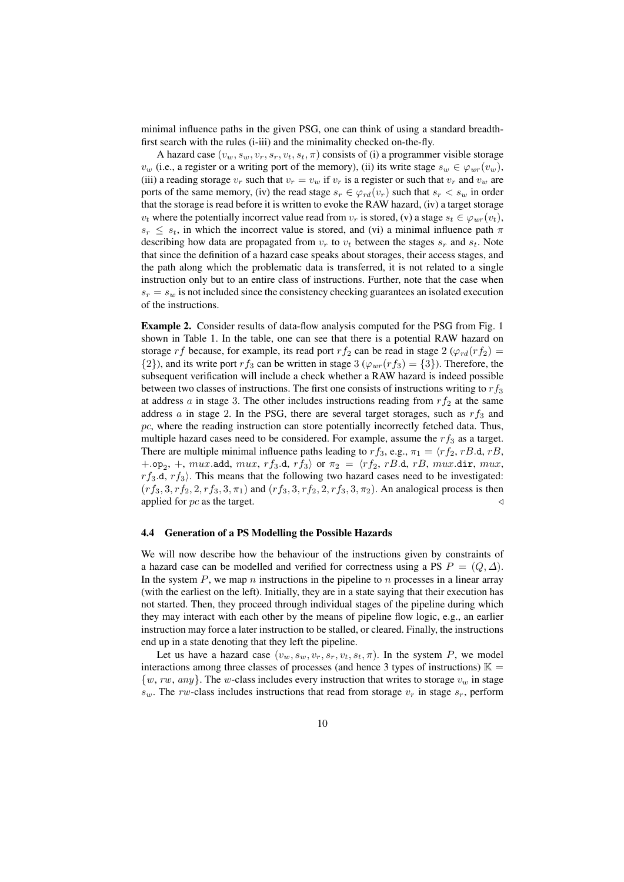minimal influence paths in the given PSG, one can think of using a standard breadth-first search with the rules (i-iii) and the minimality checked on-the-fly.

A hazard case $(v_w, s_w, v_r, s_r, v_t, s_t, \pi)$ consists of (i) a programmer visible storage $v_w$ (i.e., a register or a writing port of the memory), (ii) its write stage $s_w \in \varphi_{wr}(v_w)$, (iii) a reading storage $v_r$ such that $v_r = v_w$ if $v_r$ is a register or such that $v_r$ and $v_w$ are ports of the same memory, (iv) the read stage $s_r \in \varphi_{rd}(v_r)$ such that $s_r < s_w$ in order that the storage is read before it is written to evoke the RAW hazard, (iv) a target storage $v_t$ where the potentially incorrect value read from $v_r$ is stored, (v) a stage $s_t \in \varphi_{wr}(v_t)$, $s_r \leq s_t$, in which the incorrect value is stored, and (vi) a minimal influence path $\pi$ describing how data are propagated from $v_r$ to $v_t$ between the stages $s_r$ and $s_t$. Note that since the definition of a hazard case speaks about storages, their access stages, and the path along which the problematic data is transferred, it is not related to a single instruction only but to an entire class of instructions. Further, note that the case when $s_r = s_w$ is not included since the consistency checking guarantees an isolated execution of the instructions.

**Example 2.** Consider results of data-flow analysis computed for the PSG from Fig. 1 shown in Table 1. In the table, one can see that there is a potential RAW hazard on storage $rf$ because, for example, its read port $rf_2$ can be read in stage 2 ($\varphi_{rd}(rf_2) = \{2\}$), and its write port $rf_3$ can be written in stage 3 ($\varphi_{wr}(rf_3) = \{3\}$). Therefore, the subsequent verification will include a check whether a RAW hazard is indeed possible between two classes of instructions. The first one consists of instructions writing to $rf_3$ at address $a$ in stage 3. The other includes instructions reading from $rf_2$ at the same address $a$ in stage 2. In the PSG, there are several target storages, such as $rf_3$ and $pc$, where the reading instruction can store potentially incorrectly fetched data. Thus, multiple hazard cases need to be considered. For example, assume the $rf_3$ as a target. There are multiple minimal influence paths leading to $rf_3$, e.g., $\pi_1 = \langle rf_2, rB.\mathtt{d}, rB, +.\mathtt{op}_2, +, mux.\mathtt{add}, mux, rf_3.\mathtt{d}, rf_3\rangle$ or $\pi_2 = \langle rf_2, rB.\mathtt{d}, rB, mux.\mathtt{dir}, mux, rf_3.\mathtt{d}, rf_3\rangle$. This means that the following two hazard cases need to be investigated: $(rf_3, 3, rf_2, 2, rf_3, 3, \pi_1)$ and $(rf_3, 3, rf_2, 2, rf_3, 3, \pi_2)$. An analogical process is then applied for $pc$ as the target. $\triangleleft$

### 4.4 Generation of a PS Modelling the Possible Hazards

We will now describe how the behaviour of the instructions given by constraints of a hazard case can be modelled and verified for correctness using a PS $P = (Q, \Delta)$. In the system $P$, we map $n$ instructions in the pipeline to $n$ processes in a linear array (with the earliest on the left). Initially, they are in a state saying that their execution has not started. Then, they proceed through individual stages of the pipeline during which they may interact with each other by the means of pipeline flow logic, e.g., an earlier instruction may force a later instruction to be stalled, or cleared. Finally, the instructions end up in a state denoting that they left the pipeline.

Let us have a hazard case $(v_w, s_w, v_r, s_r, v_t, s_t, \pi)$. In the system $P$, we model interactions among three classes of processes (and hence 3 types of instructions) $\mathbb{K} = \{w, rw, any\}$. The $w$-class includes every instruction that writes to storage $v_w$ in stage $s_w$. The $rw$-class includes instructions that read from storage $v_r$ in stage $s_r$, perform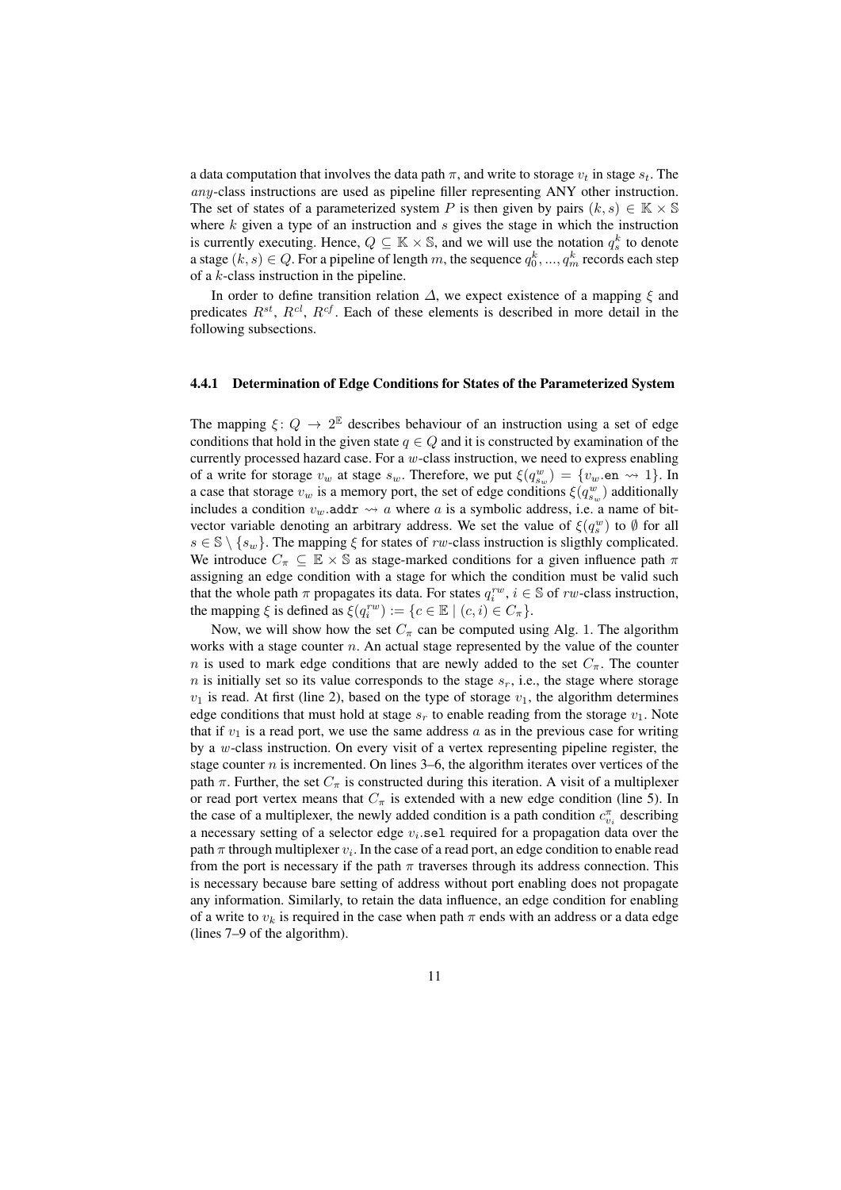a data computation that involves the data path $\pi$, and write to storage $v_t$ in stage $s_t$. The $any$-class instructions are used as pipeline filler representing ANY other instruction. The set of states of a parameterized system $P$ is then given by pairs $(k, s) \in \mathbb{K} \times \mathbb{S}$ where $k$ given a type of an instruction and $s$ gives the stage in which the instruction is currently executing. Hence, $Q \subseteq \mathbb{K} \times \mathbb{S}$, and we will use the notation $q^k_s$ to denote a stage $(k, s) \in Q$. For a pipeline of length $m$, the sequence $q^k_0, ..., q^k_m$ records each step of a $k$-class instruction in the pipeline.

In order to define transition relation $\Delta$, we expect existence of a mapping $\xi$ and predicates $R^{st}$, $R^{cl}$, $R^{cf}$. Each of these elements is described in more detail in the following subsections.

### 4.4.1 Determination of Edge Conditions for States of the Parameterized System

The mapping $\xi\colon Q \rightarrow 2^{\mathbb{E}}$ describes behaviour of an instruction using a set of edge conditions that hold in the given state $q \in Q$ and it is constructed by examination of the currently processed hazard case. For a $w$-class instruction, we need to express enabling of a write for storage $v_w$ at stage $s_w$. Therefore, we put $\xi(q^w_{s_w}) = \{v_w.\texttt{en} \rightsquigarrow 1\}$. In a case that storage $v_w$ is a memory port, the set of edge conditions $\xi(q^w_{s_w})$ additionally includes a condition $v_w.\texttt{addr} \rightsquigarrow a$ where $a$ is a symbolic address, i.e. a name of bit-vector variable denoting an arbitrary address. We set the value of $\xi(q^w_s)$ to $\emptyset$ for all $s \in \mathbb{S} \setminus \{s_w\}$. The mapping $\xi$ for states of $rw$-class instruction is sligthly complicated. We introduce $C_\pi \subseteq \mathbb{E} \times \mathbb{S}$ as stage-marked conditions for a given influence path $\pi$ assigning an edge condition with a stage for which the condition must be valid such that the whole path $\pi$ propagates its data. For states $q^{rw}_i$, $i \in \mathbb{S}$ of $rw$-class instruction, the mapping $\xi$ is defined as $\xi(q^{rw}_i) := \{c \in \mathbb{E} \mid (c, i) \in C_\pi\}$.

Now, we will show how the set $C_\pi$ can be computed using Alg. 1. The algorithm works with a stage counter $n$. An actual stage represented by the value of the counter $n$ is used to mark edge conditions that are newly added to the set $C_\pi$. The counter $n$ is initially set so its value corresponds to the stage $s_r$, i.e., the stage where storage $v_1$ is read. At first (line 2), based on the type of storage $v_1$, the algorithm determines edge conditions that must hold at stage $s_r$ to enable reading from the storage $v_1$. Note that if $v_1$ is a read port, we use the same address $a$ as in the previous case for writing by a $w$-class instruction. On every visit of a vertex representing pipeline register, the stage counter $n$ is incremented. On lines 3–6, the algorithm iterates over vertices of the path $\pi$. Further, the set $C_\pi$ is constructed during this iteration. A visit of a multiplexer or read port vertex means that $C_\pi$ is extended with a new edge condition (line 5). In the case of a multiplexer, the newly added condition is a path condition $c^\pi_{v_i}$ describing a necessary setting of a selector edge $v_i.\texttt{sel}$ required for a propagation data over the path $\pi$ through multiplexer $v_i$. In the case of a read port, an edge condition to enable read from the port is necessary if the path $\pi$ traverses through its address connection. This is necessary because bare setting of address without port enabling does not propagate any information. Similarly, to retain the data influence, an edge condition for enabling of a write to $v_k$ is required in the case when path $\pi$ ends with an address or a data edge (lines 7–9 of the algorithm).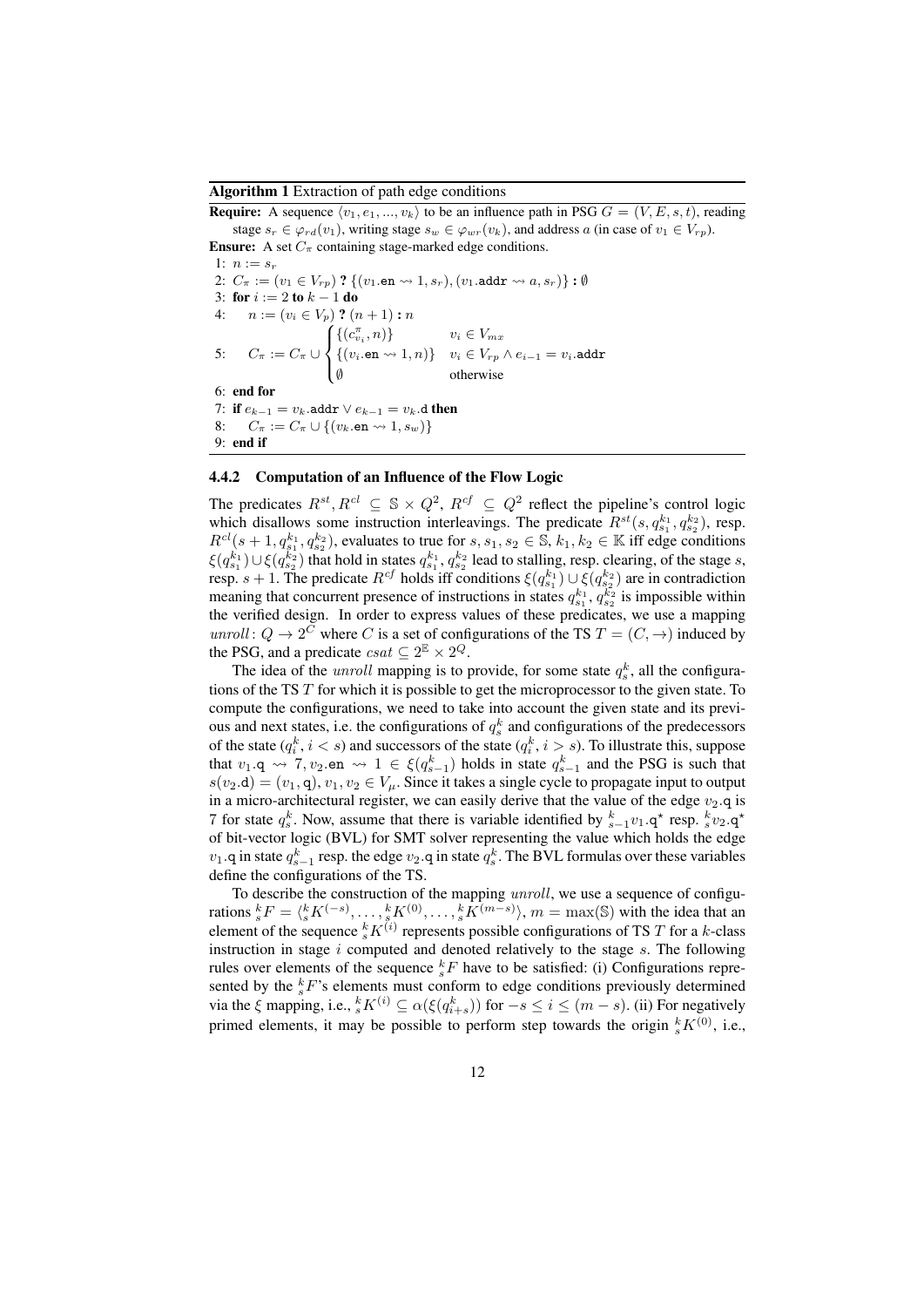**Algorithm 1** Extraction of path edge conditions

**Require:** A sequence $\langle v_1, e_1, ..., v_k \rangle$ to be an influence path in PSG $G = (V, E, s, t)$, reading stage $s_r \in \varphi_{rd}(v_1)$, writing stage $s_w \in \varphi_{wr}(v_k)$, and address $a$ (in case of $v_1 \in V_{rp}$).

**Ensure:** A set $C_\pi$ containing stage-marked edge conditions.

1: $n := s_r$

2: $C_\pi := (v_1 \in V_{rp})$ **?** $\{(v_1.\mathtt{en} \rightsquigarrow 1, s_r), (v_1.\mathtt{addr} \rightsquigarrow a, s_r)\}$ **:** $\emptyset$

3: **for** $i := 2$ **to** $k - 1$ **do**

4: $\quad n := (v_i \in V_p)$ **?** $(n + 1)$ **:** $n$

5: $\quad C_\pi := C_\pi \cup \begin{cases} \{(c^\pi_{v_i}, n)\} & v_i \in V_{mx} \\ \{(v_i.\mathtt{en} \rightsquigarrow 1, n)\} & v_i \in V_{rp} \wedge e_{i-1} = v_i.\mathtt{addr} \\ \emptyset & \text{otherwise} \end{cases}$

6: **end for**

7: **if** $e_{k-1} = v_k.\mathtt{addr} \vee e_{k-1} = v_k.\mathtt{d}$ **then**

8: $\quad C_\pi := C_\pi \cup \{(v_k.\mathtt{en} \rightsquigarrow 1, s_w)\}$

9: **end if**

#### 4.4.2 Computation of an Influence of the Flow Logic

The predicates $R^{st}, R^{cl} \subseteq \mathbb{S} \times Q^2$, $R^{cf} \subseteq Q^2$ reflect the pipeline's control logic which disallows some instruction interleavings. The predicate $R^{st}(s, q^{k_1}_{s_1}, q^{k_2}_{s_2})$, resp. $R^{cl}(s + 1, q^{k_1}_{s_1}, q^{k_2}_{s_2})$, evaluates to true for $s, s_1, s_2 \in \mathbb{S}$, $k_1, k_2 \in \mathbb{K}$ iff edge conditions $\xi(q^{k_1}_{s_1}) \cup \xi(q^{k_2}_{s_2})$ that hold in states $q^{k_1}_{s_1}, q^{k_2}_{s_2}$ lead to stalling, resp. clearing, of the stage $s$, resp. $s + 1$. The predicate $R^{cf}$ holds iff conditions $\xi(q^{k_1}_{s_1}) \cup \xi(q^{k_2}_{s_2})$ are in contradiction meaning that concurrent presence of instructions in states $q^{k_1}_{s_1}, q^{k_2}_{s_2}$ is impossible within the verified design. In order to express values of these predicates, we use a mapping $unroll \colon Q \rightarrow 2^C$ where $C$ is a set of configurations of the TS $T = (C, \rightarrow)$ induced by the PSG, and a predicate $csat \subseteq 2^{\mathbb{E}} \times 2^Q$.

The idea of the $unroll$ mapping is to provide, for some state $q^k_s$, all the configurations of the TS $T$ for which it is possible to get the microprocessor to the given state. To compute the configurations, we need to take into account the given state and its previous and next states, i.e. the configurations of $q^k_s$ and configurations of the predecessors of the state ($q^k_i, i < s$) and successors of the state ($q^k_i, i > s$). To illustrate this, suppose that $v_1.\mathtt{q} \rightsquigarrow 7, v_2.\mathtt{en} \rightsquigarrow 1 \in \xi(q^k_{s-1})$ holds in state $q^k_{s-1}$ and the PSG is such that $s(v_2.\mathtt{d}) = (v_1, \mathtt{q})$, $v_1, v_2 \in V_\mu$. Since it takes a single cycle to propagate input to output in a micro-architectural register, we can easily derive that the value of the edge $v_2.\mathtt{q}$ is 7 for state $q^k_s$. Now, assume that there is variable identified by ${}^k_{s-1}v_1.\mathtt{q}^\star$ resp. ${}^k_s v_2.\mathtt{q}^\star$ of bit-vector logic (BVL) for SMT solver representing the value which holds the edge $v_1.\mathtt{q}$ in state $q^k_{s-1}$ resp. the edge $v_2.\mathtt{q}$ in state $q^k_s$. The BVL formulas over these variables define the configurations of the TS.

To describe the construction of the mapping $unroll$, we use a sequence of configurations ${}^k_s F = \langle {}^k_s K^{(-s)}, \ldots, {}^k_s K^{(0)}, \ldots, {}^k_s K^{(m-s)} \rangle$, $m = \max(\mathbb{S})$ with the idea that an element of the sequence ${}^k_s K^{(i)}$ represents possible configurations of TS $T$ for a $k$-class instruction in stage $i$ computed and denoted relatively to the stage $s$. The following rules over elements of the sequence ${}^k_s F$ have to be satisfied: (i) Configurations represented by the ${}^k_s F$'s elements must conform to edge conditions previously determined via the $\xi$ mapping, i.e., ${}^k_s K^{(i)} \subseteq \alpha(\xi(q^k_{i+s}))$ for $-s \leq i \leq (m - s)$. (ii) For negatively primed elements, it may be possible to perform step towards the origin ${}^k_s K^{(0)}$, i.e.,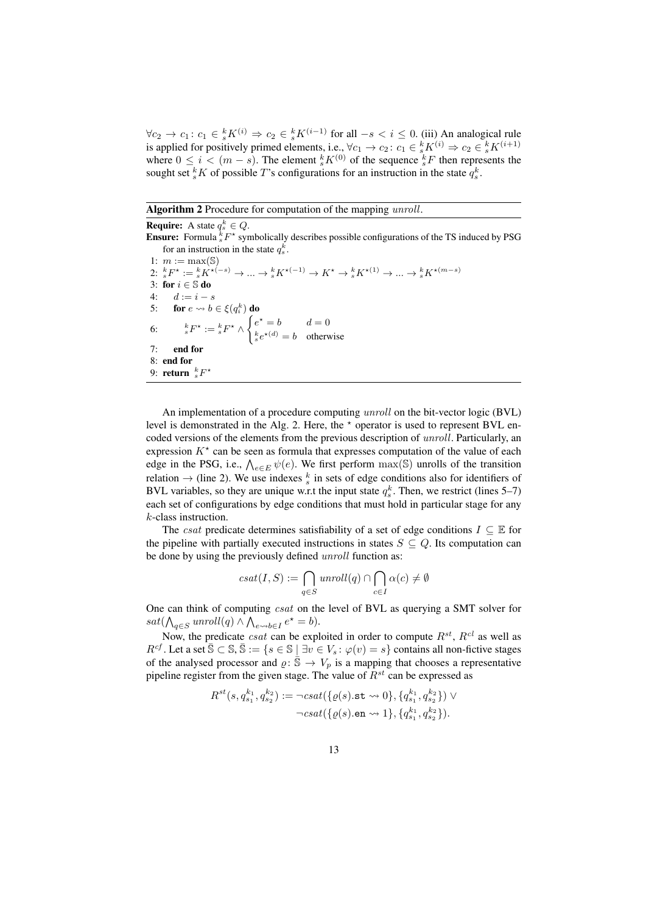$\forall c_2 \rightarrow c_1\colon c_1 \in {}^k_s K^{(i)} \Rightarrow c_2 \in {}^k_s K^{(i-1)}$ for all $-s < i \leq 0$. (iii) An analogical rule is applied for positively primed elements, i.e., $\forall c_1 \rightarrow c_2\colon c_1 \in {}^k_s K^{(i)} \Rightarrow c_2 \in {}^k_s K^{(i+1)}$ where $0 \leq i < (m-s)$. The element ${}^k_s K^{(0)}$ of the sequence ${}^k_s F$ then represents the sought set ${}^k_s K$ of possible $T$'s configurations for an instruction in the state $q^k_s$.

**Algorithm 2** Procedure for computation of the mapping *unroll*.

**Require:** A state $q^k_s \in Q$.

**Ensure:** Formula ${}^k_s F^\star$ symbolically describes possible configurations of the TS induced by PSG for an instruction in the state $q^k_s$.

1: $m := \max(\mathbb{S})$
2: ${}^k_s F^\star := {}^k_s K^{\star(-s)} \rightarrow \ldots \rightarrow {}^k_s K^{\star(-1)} \rightarrow K^\star \rightarrow {}^k_s K^{\star(1)} \rightarrow \ldots \rightarrow {}^k_s K^{\star(m-s)}$
3: **for** $i \in \mathbb{S}$ **do**
4: $\quad d := i - s$
5: $\quad$**for** $e \rightsquigarrow b \in \xi(q^k_i)$ **do**
6: $\quad\quad {}^k_s F^\star := {}^k_s F^\star \wedge \begin{cases} e^\star = b & d = 0 \\ {}^k_s e^{\star(d)} = b & \text{otherwise} \end{cases}$
7: $\quad$**end for**
8: **end for**
9: **return** ${}^k_s F^\star$

An implementation of a procedure computing *unroll* on the bit-vector logic (BVL) level is demonstrated in the Alg. 2. Here, the $^\star$ operator is used to represent BVL encoded versions of the elements from the previous description of *unroll*. Particularly, an expression $K^\star$ can be seen as formula that expresses computation of the value of each edge in the PSG, i.e., $\bigwedge_{e \in E} \psi(e)$. We first perform $\max(\mathbb{S})$ unrolls of the transition relation $\rightarrow$ (line 2). We use indexes ${}^k_s$ in sets of edge conditions also for identifiers of BVL variables, so they are unique w.r.t the input state $q^k_s$. Then, we restrict (lines 5–7) each set of configurations by edge conditions that must hold in particular stage for any $k$-class instruction.

The *csat* predicate determines satisfiability of a set of edge conditions $I \subseteq \mathbb{E}$ for the pipeline with partially executed instructions in states $S \subseteq Q$. Its computation can be done by using the previously defined *unroll* function as:

$$csat(I, S) := \bigcap_{q \in S} unroll(q) \cap \bigcap_{c \in I} \alpha(c) \neq \emptyset$$

One can think of computing *csat* on the level of BVL as querying a SMT solver for $sat(\bigwedge_{q \in S} unroll(q) \wedge \bigwedge_{e \rightsquigarrow b \in I} e^\star = b)$.

Now, the predicate *csat* can be exploited in order to compute $R^{st}$, $R^{cl}$ as well as $R^{cf}$. Let a set $\bar{\mathbb{S}} \subset \mathbb{S}, \bar{\mathbb{S}} := \{s \in \mathbb{S} \mid \exists v \in V_s\colon \varphi(v) = s\}$ contains all non-fictive stages of the analysed processor and $\varrho\colon \bar{\mathbb{S}} \rightarrow V_p$ is a mapping that chooses a representative pipeline register from the given stage. The value of $R^{st}$ can be expressed as

$$R^{st}(s, q^{k_1}_{s_1}, q^{k_2}_{s_2}) := \neg csat(\{\varrho(s).\texttt{st} \rightsquigarrow 0\}, \{q^{k_1}_{s_1}, q^{k_2}_{s_2}\}) \vee \neg csat(\{\varrho(s).\texttt{en} \rightsquigarrow 1\}, \{q^{k_1}_{s_1}, q^{k_2}_{s_2}\}).$$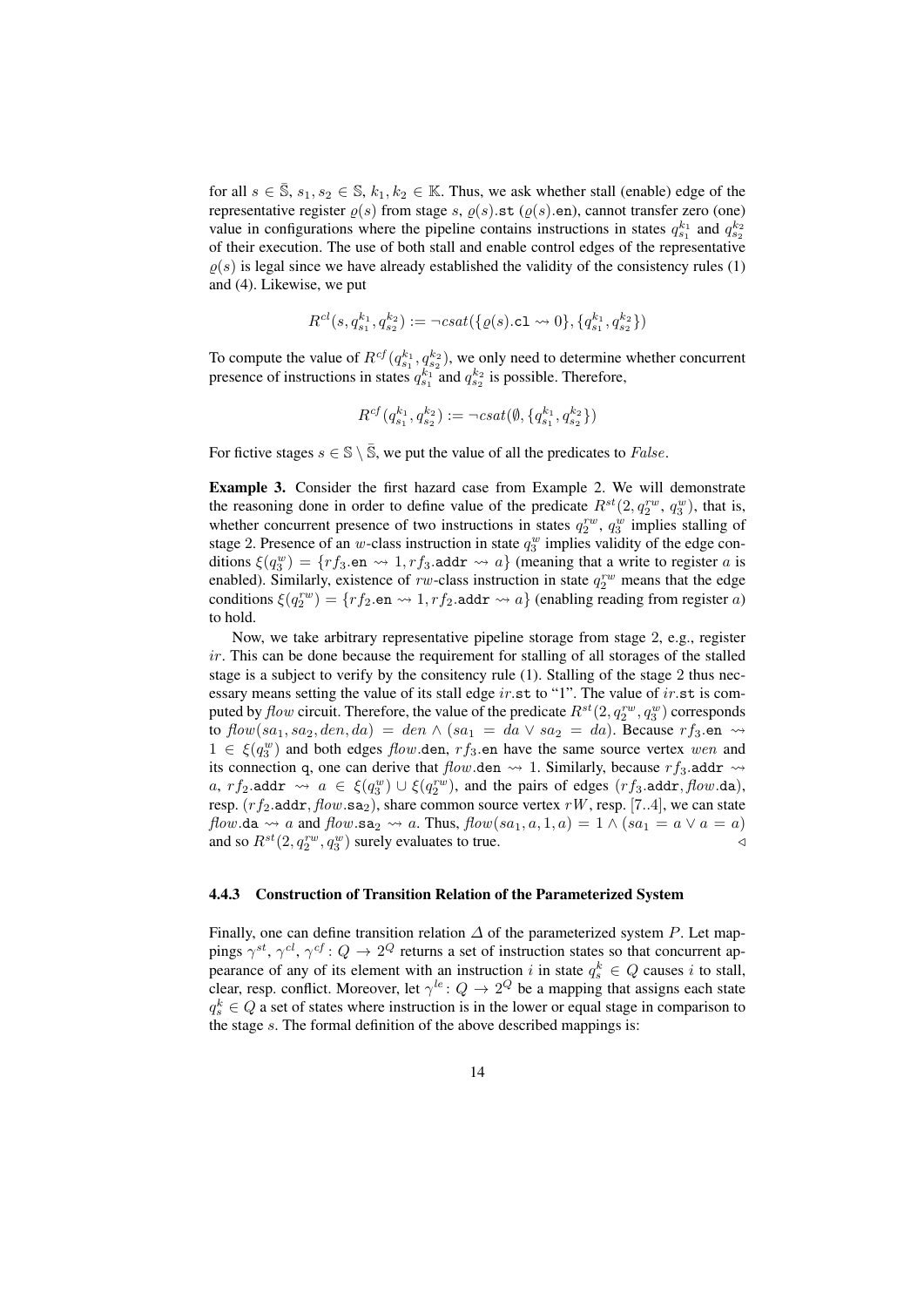for all $s \in \bar{\mathbb{S}}$, $s_1, s_2 \in \mathbb{S}$, $k_1, k_2 \in \mathbb{K}$. Thus, we ask whether stall (enable) edge of the representative register $\varrho(s)$ from stage $s$, $\varrho(s).\texttt{st}$ ($\varrho(s).\texttt{en}$), cannot transfer zero (one) value in configurations where the pipeline contains instructions in states $q_{s_1}^{k_1}$ and $q_{s_2}^{k_2}$ of their execution. The use of both stall and enable control edges of the representative $\varrho(s)$ is legal since we have already established the validity of the consistency rules (1) and (4). Likewise, we put

$$R^{cl}(s, q_{s_1}^{k_1}, q_{s_2}^{k_2}) := \neg csat(\{\varrho(s).\texttt{cl} \rightsquigarrow 0\}, \{q_{s_1}^{k_1}, q_{s_2}^{k_2}\})$$

To compute the value of $R^{cf}(q_{s_1}^{k_1}, q_{s_2}^{k_2})$, we only need to determine whether concurrent presence of instructions in states $q_{s_1}^{k_1}$ and $q_{s_2}^{k_2}$ is possible. Therefore,

$$R^{cf}(q_{s_1}^{k_1}, q_{s_2}^{k_2}) := \neg csat(\emptyset, \{q_{s_1}^{k_1}, q_{s_2}^{k_2}\})$$

For fictive stages $s \in \mathbb{S} \setminus \bar{\mathbb{S}}$, we put the value of all the predicates to *False*.

**Example 3.** Consider the first hazard case from Example 2. We will demonstrate the reasoning done in order to define value of the predicate $R^{st}(2, q_2^{rw}, q_3^{w})$, that is, whether concurrent presence of two instructions in states $q_2^{rw}$, $q_3^{w}$ implies stalling of stage 2. Presence of an $w$-class instruction in state $q_3^{w}$ implies validity of the edge conditions $\xi(q_3^{w}) = \{rf_3.\texttt{en} \rightsquigarrow 1, rf_3.\texttt{addr} \rightsquigarrow a\}$ (meaning that a write to register $a$ is enabled). Similarly, existence of $rw$-class instruction in state $q_2^{rw}$ means that the edge conditions $\xi(q_2^{rw}) = \{rf_2.\texttt{en} \rightsquigarrow 1, rf_2.\texttt{addr} \rightsquigarrow a\}$ (enabling reading from register $a$) to hold.

Now, we take arbitrary representative pipeline storage from stage 2, e.g., register $ir$. This can be done because the requirement for stalling of all storages of the stalled stage is a subject to verify by the consitency rule (1). Stalling of the stage 2 thus necessary means setting the value of its stall edge $ir.\texttt{st}$ to "1". The value of $ir.\texttt{st}$ is computed by *flow* circuit. Therefore, the value of the predicate $R^{st}(2, q_2^{rw}, q_3^{w})$ corresponds to $\mathit{flow}(sa_1, sa_2, den, da) = den \wedge (sa_1 = da \vee sa_2 = da)$. Because $rf_3.\texttt{en} \rightsquigarrow 1 \in \xi(q_3^{w})$ and both edges $\mathit{flow}.\texttt{den}$, $rf_3.\texttt{en}$ have the same source vertex $wen$ and its connection q, one can derive that $\mathit{flow}.\texttt{den} \rightsquigarrow 1$. Similarly, because $rf_3.\texttt{addr} \rightsquigarrow a$, $rf_2.\texttt{addr} \rightsquigarrow a \in \xi(q_3^{w}) \cup \xi(q_2^{rw})$, and the pairs of edges $(rf_3.\texttt{addr}, \mathit{flow}.\texttt{da})$, resp. $(rf_2.\texttt{addr}, \mathit{flow}.\texttt{sa}_2)$, share common source vertex $rW$, resp. [7..4], we can state $\mathit{flow}.\texttt{da} \rightsquigarrow a$ and $\mathit{flow}.\texttt{sa}_2 \rightsquigarrow a$. Thus, $\mathit{flow}(sa_1, a, 1, a) = 1 \wedge (sa_1 = a \vee a = a)$ and so $R^{st}(2, q_2^{rw}, q_3^{w})$ surely evaluates to true. ◁

#### 4.4.3 Construction of Transition Relation of the Parameterized System

Finally, one can define transition relation $\Delta$ of the parameterized system $P$. Let mappings $\gamma^{st}, \gamma^{cl}, \gamma^{cf} \colon Q \rightarrow 2^Q$ returns a set of instruction states so that concurrent appearance of any of its element with an instruction $i$ in state $q_s^k \in Q$ causes $i$ to stall, clear, resp. conflict. Moreover, let $\gamma^{le} \colon Q \rightarrow 2^Q$ be a mapping that assigns each state $q_s^k \in Q$ a set of states where instruction is in the lower or equal stage in comparison to the stage $s$. The formal definition of the above described mappings is: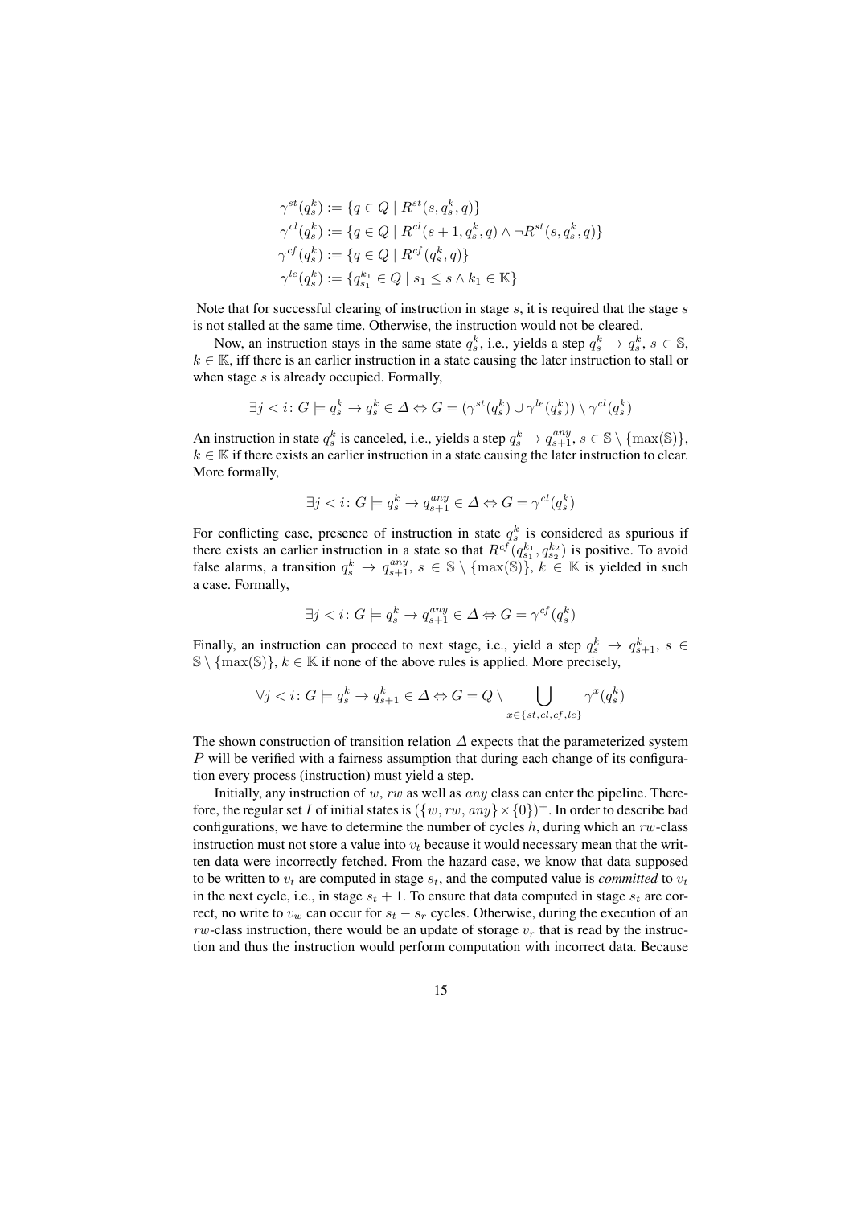$$
\begin{aligned}
\gamma^{st}(q_s^k) &:= \{q \in Q \mid R^{st}(s, q_s^k, q)\} \\
\gamma^{cl}(q_s^k) &:= \{q \in Q \mid R^{cl}(s+1, q_s^k, q) \wedge \neg R^{st}(s, q_s^k, q)\} \\
\gamma^{cf}(q_s^k) &:= \{q \in Q \mid R^{cf}(q_s^k, q)\} \\
\gamma^{le}(q_s^k) &:= \{q_{s_1}^{k_1} \in Q \mid s_1 \leq s \wedge k_1 \in \mathbb{K}\}
\end{aligned}
$$

Note that for successful clearing of instruction in stage $s$, it is required that the stage $s$ is not stalled at the same time. Otherwise, the instruction would not be cleared.

Now, an instruction stays in the same state $q_s^k$, i.e., yields a step $q_s^k \to q_s^k$, $s \in \mathbb{S}$, $k \in \mathbb{K}$, iff there is an earlier instruction in a state causing the later instruction to stall or when stage $s$ is already occupied. Formally,

$$\exists j < i \colon G \models q_s^k \to q_s^k \in \Delta \Leftrightarrow G = (\gamma^{st}(q_s^k) \cup \gamma^{le}(q_s^k)) \setminus \gamma^{cl}(q_s^k)$$

An instruction in state $q_s^k$ is canceled, i.e., yields a step $q_s^k \to q_{s+1}^{any}$, $s \in \mathbb{S} \setminus \{\max(\mathbb{S})\}$, $k \in \mathbb{K}$ if there exists an earlier instruction in a state causing the later instruction to clear. More formally,

$$\exists j < i \colon G \models q_s^k \to q_{s+1}^{any} \in \Delta \Leftrightarrow G = \gamma^{cl}(q_s^k)$$

For conflicting case, presence of instruction in state $q_s^k$ is considered as spurious if there exists an earlier instruction in a state so that $R^{cf}(q_{s_1}^{k_1}, q_{s_2}^{k_2})$ is positive. To avoid false alarms, a transition $q_s^k \to q_{s+1}^{any}$, $s \in \mathbb{S} \setminus \{\max(\mathbb{S})\}$, $k \in \mathbb{K}$ is yielded in such a case. Formally,

$$\exists j < i \colon G \models q_s^k \to q_{s+1}^{any} \in \Delta \Leftrightarrow G = \gamma^{cf}(q_s^k)$$

Finally, an instruction can proceed to next stage, i.e., yield a step $q_s^k \to q_{s+1}^k$, $s \in \mathbb{S} \setminus \{\max(\mathbb{S})\}$, $k \in \mathbb{K}$ if none of the above rules is applied. More precisely,

$$\forall j < i \colon G \models q_s^k \to q_{s+1}^k \in \Delta \Leftrightarrow G = Q \setminus \bigcup_{x \in \{st, cl, cf, le\}} \gamma^x(q_s^k)$$

The shown construction of transition relation $\Delta$ expects that the parameterized system $P$ will be verified with a fairness assumption that during each change of its configuration every process (instruction) must yield a step.

Initially, any instruction of $w$, $rw$ as well as $any$ class can enter the pipeline. Therefore, the regular set $I$ of initial states is $(\{w, rw, any\} \times \{0\})^+$. In order to describe bad configurations, we have to determine the number of cycles $h$, during which an $rw$-class instruction must not store a value into $v_t$ because it would necessary mean that the written data were incorrectly fetched. From the hazard case, we know that data supposed to be written to $v_t$ are computed in stage $s_t$, and the computed value is *committed* to $v_t$ in the next cycle, i.e., in stage $s_t + 1$. To ensure that data computed in stage $s_t$ are correct, no write to $v_w$ can occur for $s_t - s_r$ cycles. Otherwise, during the execution of an $rw$-class instruction, there would be an update of storage $v_r$ that is read by the instruction and thus the instruction would perform computation with incorrect data. Because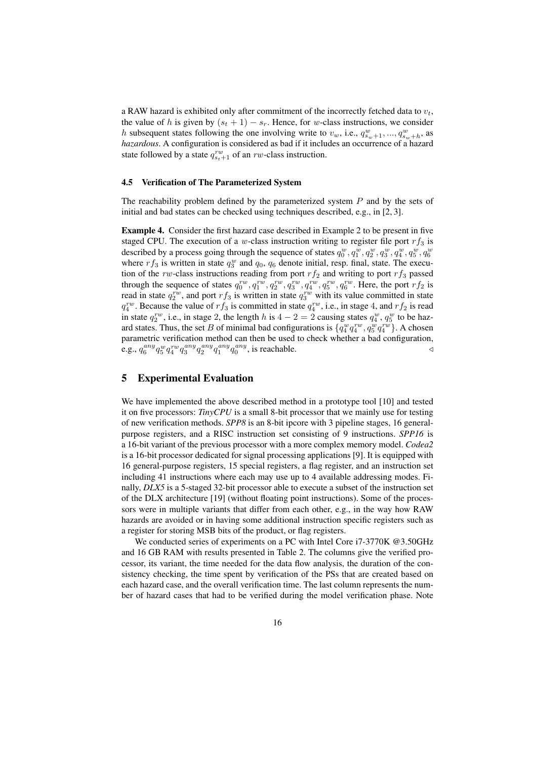a RAW hazard is exhibited only after commitment of the incorrectly fetched data to $v_t$, the value of $h$ is given by $(s_t + 1) - s_r$. Hence, for $w$-class instructions, we consider $h$ subsequent states following the one involving write to $v_w$, i.e., $q^w_{s_w+1}, ..., q^w_{s_w+h}$, as *hazardous*. A configuration is considered as bad if it includes an occurrence of a hazard state followed by a state $q^{rw}_{s_t+1}$ of an $rw$-class instruction.

### 4.5 Verification of The Parameterized System

The reachability problem defined by the parameterized system $P$ and by the sets of initial and bad states can be checked using techniques described, e.g., in [2, 3].

**Example 4.** Consider the first hazard case described in Example 2 to be present in five staged CPU. The execution of a $w$-class instruction writing to register file port $rf_3$ is described by a process going through the sequence of states $q^w_0, q^w_1, q^w_2, q^w_3, q^w_4, q^w_5, q^w_6$ where $rf_3$ is written in state $q^w_3$ and $q_0$, $q_6$ denote initial, resp. final, state. The execution of the $rw$-class instructions reading from port $rf_2$ and writing to port $rf_3$ passed through the sequence of states $q^{rw}_0, q^{rw}_1, q^{rw}_2, q^{rw}_3, q^{rw}_4, q^{rw}_5, q^{rw}_6$. Here, the port $rf_2$ is read in state $q^{rw}_2$, and port $rf_3$ is written in state $q^{rw}_3$ with its value committed in state $q^{rw}_4$. Because the value of $rf_3$ is committed in state $q^{rw}_4$, i.e., in stage 4, and $rf_2$ is read in state $q^{rw}_2$, i.e., in stage 2, the length $h$ is $4 - 2 = 2$ causing states $q^w_4$, $q^w_5$ to be hazard states. Thus, the set $B$ of minimal bad configurations is $\{q^w_4 q^{rw}_4, q^w_5 q^{rw}_4\}$. A chosen parametric verification method can then be used to check whether a bad configuration, e.g., $q^{any}_6 q^w_5 q^{rw}_4 q^{any}_3 q^{any}_2 q^{any}_1 q^{any}_0$, is reachable. ◁

## 5 Experimental Evaluation

We have implemented the above described method in a prototype tool [10] and tested it on five processors: *TinyCPU* is a small 8-bit processor that we mainly use for testing of new verification methods. *SPP8* is an 8-bit ipcore with 3 pipeline stages, 16 general-purpose registers, and a RISC instruction set consisting of 9 instructions. *SPP16* is a 16-bit variant of the previous processor with a more complex memory model. *Codea2* is a 16-bit processor dedicated for signal processing applications [9]. It is equipped with 16 general-purpose registers, 15 special registers, a flag register, and an instruction set including 41 instructions where each may use up to 4 available addressing modes. Finally, *DLX5* is a 5-staged 32-bit processor able to execute a subset of the instruction set of the DLX architecture [19] (without floating point instructions). Some of the processors were in multiple variants that differ from each other, e.g., in the way how RAW hazards are avoided or in having some additional instruction specific registers such as a register for storing MSB bits of the product, or flag registers.

We conducted series of experiments on a PC with Intel Core i7-3770K @3.50GHz and 16 GB RAM with results presented in Table 2. The columns give the verified processor, its variant, the time needed for the data flow analysis, the duration of the consistency checking, the time spent by verification of the PSs that are created based on each hazard case, and the overall verification time. The last column represents the number of hazard cases that had to be verified during the model verification phase. Note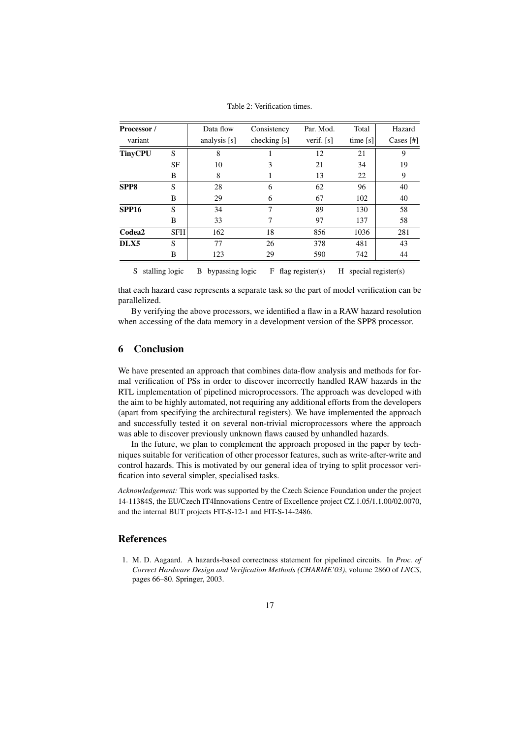Table 2: Verification times.

| **Processor /** variant | | Data flow analysis [s] | Consistency checking [s] | Par. Mod. verif. [s] | Total time [s] | Hazard Cases [#] |
|---|---|---|---|---|---|---|
| **TinyCPU** | S | 8 | 1 | 12 | 21 | 9 |
| | SF | 10 | 3 | 21 | 34 | 19 |
| | B | 8 | 1 | 13 | 22 | 9 |
| **SPP8** | S | 28 | 6 | 62 | 96 | 40 |
| | B | 29 | 6 | 67 | 102 | 40 |
| **SPP16** | S | 34 | 7 | 89 | 130 | 58 |
| | B | 33 | 7 | 97 | 137 | 58 |
| **Codea2** | SFH | 162 | 18 | 856 | 1036 | 281 |
| **DLX5** | S | 77 | 26 | 378 | 481 | 43 |
| | B | 123 | 29 | 590 | 742 | 44 |

S stalling logic  B bypassing logic  F flag register(s)  H special register(s)

that each hazard case represents a separate task so the part of model verification can be parallelized.

By verifying the above processors, we identified a flaw in a RAW hazard resolution when accessing of the data memory in a development version of the SPP8 processor.

## 6 Conclusion

We have presented an approach that combines data-flow analysis and methods for formal verification of PSs in order to discover incorrectly handled RAW hazards in the RTL implementation of pipelined microprocessors. The approach was developed with the aim to be highly automated, not requiring any additional efforts from the developers (apart from specifying the architectural registers). We have implemented the approach and successfully tested it on several non-trivial microprocessors where the approach was able to discover previously unknown flaws caused by unhandled hazards.

In the future, we plan to complement the approach proposed in the paper by techniques suitable for verification of other processor features, such as write-after-write and control hazards. This is motivated by our general idea of trying to split processor verification into several simpler, specialised tasks.

*Acknowledgement:* This work was supported by the Czech Science Foundation under the project 14-11384S, the EU/Czech IT4Innovations Centre of Excellence project CZ.1.05/1.1.00/02.0070, and the internal BUT projects FIT-S-12-1 and FIT-S-14-2486.

## References

1. M. D. Aagaard. A hazards-based correctness statement for pipelined circuits. In *Proc. of Correct Hardware Design and Verification Methods (CHARME'03)*, volume 2860 of *LNCS*, pages 66–80. Springer, 2003.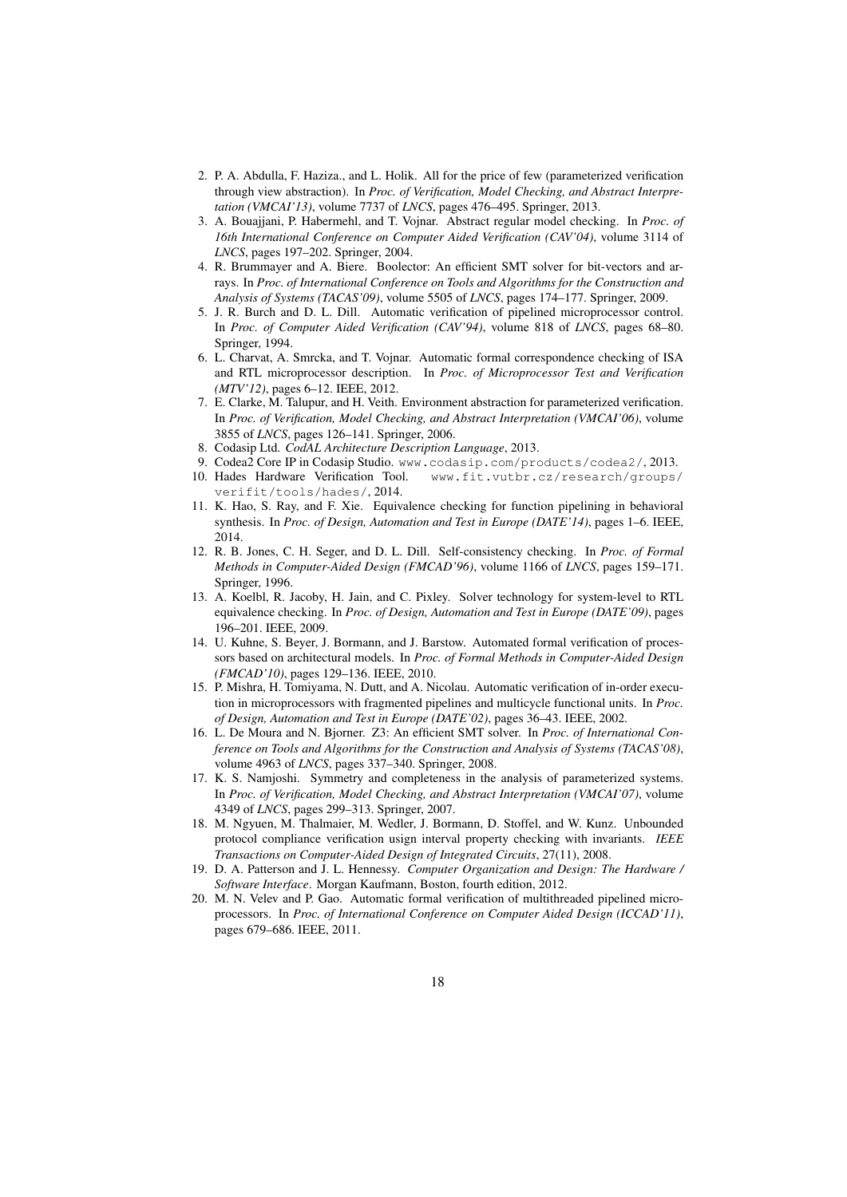2. P. A. Abdulla, F. Haziza., and L. Holik. All for the price of few (parameterized verification through view abstraction). In *Proc. of Verification, Model Checking, and Abstract Interpretation (VMCAI'13)*, volume 7737 of *LNCS*, pages 476–495. Springer, 2013.
3. A. Bouajjani, P. Habermehl, and T. Vojnar. Abstract regular model checking. In *Proc. of 16th International Conference on Computer Aided Verification (CAV'04)*, volume 3114 of *LNCS*, pages 197–202. Springer, 2004.
4. R. Brummayer and A. Biere. Boolector: An efficient SMT solver for bit-vectors and arrays. In *Proc. of International Conference on Tools and Algorithms for the Construction and Analysis of Systems (TACAS'09)*, volume 5505 of *LNCS*, pages 174–177. Springer, 2009.
5. J. R. Burch and D. L. Dill. Automatic verification of pipelined microprocessor control. In *Proc. of Computer Aided Verification (CAV'94)*, volume 818 of *LNCS*, pages 68–80. Springer, 1994.
6. L. Charvat, A. Smrcka, and T. Vojnar. Automatic formal correspondence checking of ISA and RTL microprocessor description. In *Proc. of Microprocessor Test and Verification (MTV'12)*, pages 6–12. IEEE, 2012.
7. E. Clarke, M. Talupur, and H. Veith. Environment abstraction for parameterized verification. In *Proc. of Verification, Model Checking, and Abstract Interpretation (VMCAI'06)*, volume 3855 of *LNCS*, pages 126–141. Springer, 2006.
8. Codasip Ltd. *CodAL Architecture Description Language*, 2013.
9. Codea2 Core IP in Codasip Studio. `www.codasip.com/products/codea2/`, 2013.
10. Hades Hardware Verification Tool. `www.fit.vutbr.cz/research/groups/verifit/tools/hades/`, 2014.
11. K. Hao, S. Ray, and F. Xie. Equivalence checking for function pipelining in behavioral synthesis. In *Proc. of Design, Automation and Test in Europe (DATE'14)*, pages 1–6. IEEE, 2014.
12. R. B. Jones, C. H. Seger, and D. L. Dill. Self-consistency checking. In *Proc. of Formal Methods in Computer-Aided Design (FMCAD'96)*, volume 1166 of *LNCS*, pages 159–171. Springer, 1996.
13. A. Koelbl, R. Jacoby, H. Jain, and C. Pixley. Solver technology for system-level to RTL equivalence checking. In *Proc. of Design, Automation and Test in Europe (DATE'09)*, pages 196–201. IEEE, 2009.
14. U. Kuhne, S. Beyer, J. Bormann, and J. Barstow. Automated formal verification of processors based on architectural models. In *Proc. of Formal Methods in Computer-Aided Design (FMCAD'10)*, pages 129–136. IEEE, 2010.
15. P. Mishra, H. Tomiyama, N. Dutt, and A. Nicolau. Automatic verification of in-order execution in microprocessors with fragmented pipelines and multicycle functional units. In *Proc. of Design, Automation and Test in Europe (DATE'02)*, pages 36–43. IEEE, 2002.
16. L. De Moura and N. Bjorner. Z3: An efficient SMT solver. In *Proc. of International Conference on Tools and Algorithms for the Construction and Analysis of Systems (TACAS'08)*, volume 4963 of *LNCS*, pages 337–340. Springer, 2008.
17. K. S. Namjoshi. Symmetry and completeness in the analysis of parameterized systems. In *Proc. of Verification, Model Checking, and Abstract Interpretation (VMCAI'07)*, volume 4349 of *LNCS*, pages 299–313. Springer, 2007.
18. M. Ngyuen, M. Thalmaier, M. Wedler, J. Bormann, D. Stoffel, and W. Kunz. Unbounded protocol compliance verification usign interval property checking with invariants. *IEEE Transactions on Computer-Aided Design of Integrated Circuits*, 27(11), 2008.
19. D. A. Patterson and J. L. Hennessy. *Computer Organization and Design: The Hardware / Software Interface*. Morgan Kaufmann, Boston, fourth edition, 2012.
20. M. N. Velev and P. Gao. Automatic formal verification of multithreaded pipelined microprocessors. In *Proc. of International Conference on Computer Aided Design (ICCAD'11)*, pages 679–686. IEEE, 2011.